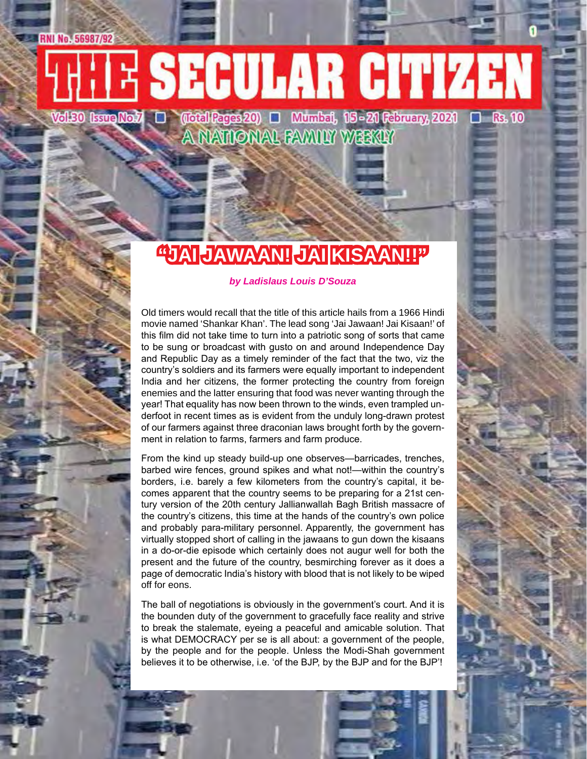RNI No. 56987/92

# THE SECULAR CITIZEN

Vol.30 Issue No.7 ■ (Total Pages 20) ■ Mumbai, 15 - 21 February, 2021 ■ Rs. 10

A NATIONAL FAMILY WEEKLY

## "JAI JAWAAN! JAI KISAAN!!"

***by Ladislaus Louis D'Souza***

Old timers would recall that the title of this article hails from a 1966 Hindi movie named 'Shankar Khan'. The lead song 'Jai Jawaan! Jai Kisaan!' of this film did not take time to turn into a patriotic song of sorts that came to be sung or broadcast with gusto on and around Independence Day and Republic Day as a timely reminder of the fact that the two, viz the country's soldiers and its farmers were equally important to independent India and her citizens, the former protecting the country from foreign enemies and the latter ensuring that food was never wanting through the year! That equality has now been thrown to the winds, even trampled underfoot in recent times as is evident from the unduly long-drawn protest of our farmers against three draconian laws brought forth by the government in relation to farms, farmers and farm produce.

From the kind up steady build-up one observes—barricades, trenches, barbed wire fences, ground spikes and what not!—within the country's borders, i.e. barely a few kilometers from the country's capital, it becomes apparent that the country seems to be preparing for a 21st century version of the 20th century Jallianwallah Bagh British massacre of the country's citizens, this time at the hands of the country's own police and probably para-military personnel. Apparently, the government has virtually stopped short of calling in the jawaans to gun down the kisaans in a do-or-die episode which certainly does not augur well for both the present and the future of the country, besmirching forever as it does a page of democratic India's history with blood that is not likely to be wiped off for eons.

The ball of negotiations is obviously in the government's court. And it is the bounden duty of the government to gracefully face reality and strive to break the stalemate, eyeing a peaceful and amicable solution. That is what DEMOCRACY per se is all about: a government of the people, by the people and for the people. Unless the Modi-Shah government believes it to be otherwise, i.e. 'of the BJP, by the BJP and for the BJP'!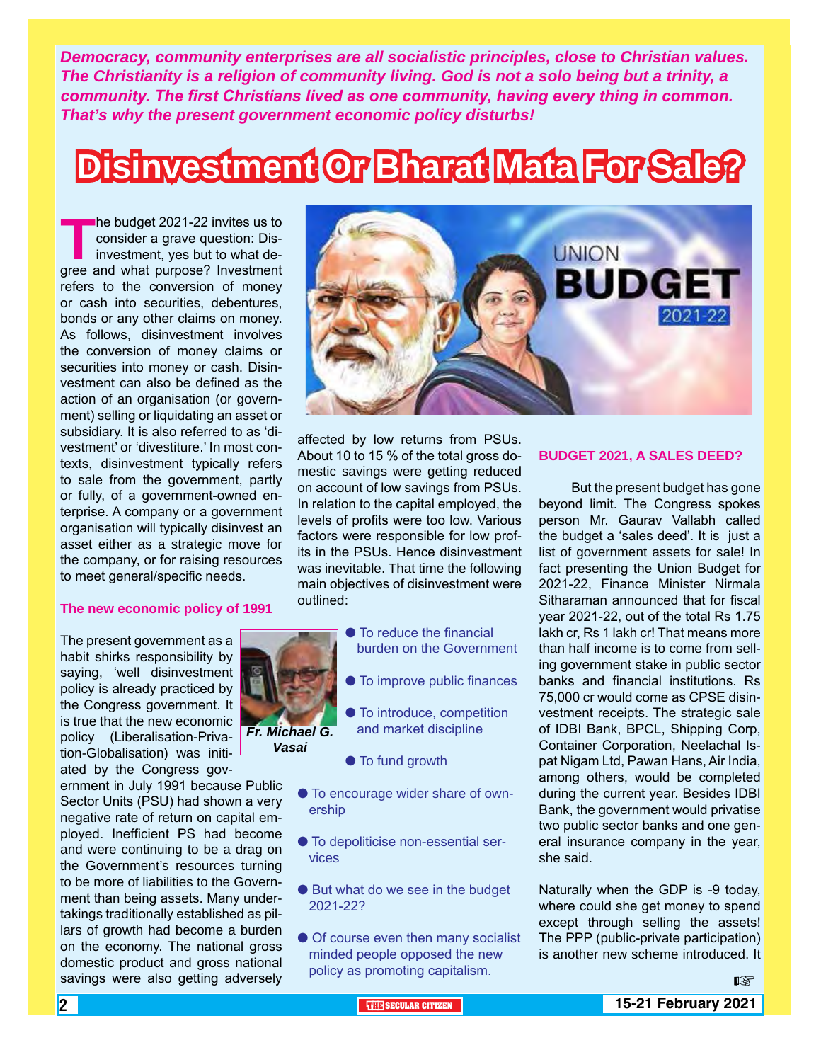***Democracy, community enterprises are all socialistic principles, close to Christian values. The Christianity is a religion of community living. God is not a solo being but a trinity, a community. The first Christians lived as one community, having every thing in common. That's why the present government economic policy disturbs!***

# Disinvestment Or Bharat Mata For Sale?

The budget 2021-22 invites us to consider a grave question: Disinvestment, yes but to what degree and what purpose? Investment refers to the conversion of money or cash into securities, debentures, bonds or any other claims on money. As follows, disinvestment involves the conversion of money claims or securities into money or cash. Disinvestment can also be defined as the action of an organisation (or government) selling or liquidating an asset or subsidiary. It is also referred to as 'divestment' or 'divestiture.' In most contexts, disinvestment typically refers to sale from the government, partly or fully, of a government-owned enterprise. A company or a government organisation will typically disinvest an asset either as a strategic move for the company, or for raising resources to meet general/specific needs.

### The new economic policy of 1991

*Fr. Michael G. Vasai*

The present government as a habit shirks responsibility by saying, 'well disinvestment policy is already practiced by the Congress government. It is true that the new economic policy (Liberalisation-Privatisation-Globalisation) was initiated by the Congress government in July 1991 because Public Sector Units (PSU) had shown a very negative rate of return on capital employed. Inefficient PS had become and were continuing to be a drag on the Government's resources turning to be more of liabilities to the Government than being assets. Many undertakings traditionally established as pillars of growth had become a burden on the economy. The national gross domestic product and gross national savings were also getting adversely affected by low returns from PSUs. About 10 to 15 % of the total gross domestic savings were getting reduced on account of low savings from PSUs. In relation to the capital employed, the levels of profits were too low. Various factors were responsible for low profits in the PSUs. Hence disinvestment was inevitable. That time the following main objectives of disinvestment were outlined:

- To reduce the financial burden on the Government
- To improve public finances
- To introduce, competition and market discipline
- To fund growth
- To encourage wider share of ownership
- To depoliticise non-essential services
- But what do we see in the budget 2021-22?
- Of course even then many socialist minded people opposed the new policy as promoting capitalism.

### BUDGET 2021, A SALES DEED?

But the present budget has gone beyond limit. The Congress spokes person Mr. Gaurav Vallabh called the budget a 'sales deed'. It is just a list of government assets for sale! In fact presenting the Union Budget for 2021-22, Finance Minister Nirmala Sitharaman announced that for fiscal year 2021-22, out of the total Rs 1.75 lakh cr, Rs 1 lakh cr! That means more than half income is to come from selling government stake in public sector banks and financial institutions. Rs 75,000 cr would come as CPSE disinvestment receipts. The strategic sale of IDBI Bank, BPCL, Shipping Corp, Container Corporation, Neelachal Ispat Nigam Ltd, Pawan Hans, Air India, among others, would be completed during the current year. Besides IDBI Bank, the government would privatise two public sector banks and one general insurance company in the year, she said.

Naturally when the GDP is -9 today, where could she get money to spend except through selling the assets! The PPP (public-private participation) is another new scheme introduced. It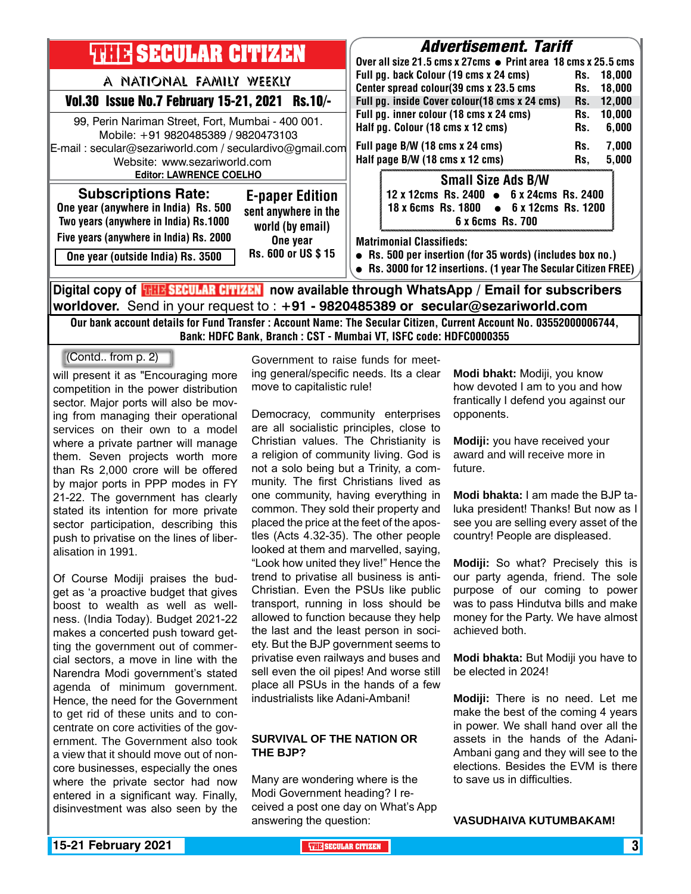# THE SECULAR CITIZEN

A NATIONAL FAMILY WEEKLY

**Vol.30 Issue No.7 February 15-21, 2021 Rs.10/-**

99, Perin Nariman Street, Fort, Mumbai - 400 001.
Mobile: +91 9820485389 / 9820473103
E-mail : secular@sezariworld.com / seculardivo@gmail.com
Website: www.sezariworld.com
**Editor: LAWRENCE COELHO**

## Subscriptions Rate:

One year (anywhere in India) Rs. 500
Two years (anywhere in India) Rs.1000
Five years (anywhere in India) Rs. 2000
One year (outside India) Rs. 3500

## E-paper Edition

sent anywhere in the world (by email)
One year
Rs. 600 or US $ 15

## Advertisement. Tariff

Over all size 21.5 cms x 27cms ● Print area 18 cms x 25.5 cms

| | | |
|---|---|---|
| Full pg. back Colour (19 cms x 24 cms) | Rs. | 18,000 |
| Center spread colour(39 cms x 23.5 cms | Rs. | 18,000 |
| Full pg. inside Cover colour(18 cms x 24 cms) | Rs. | 12,000 |
| Full pg. inner colour (18 cms x 24 cms) | Rs. | 10,000 |
| Half pg. Colour (18 cms x 12 cms) | Rs. | 6,000 |
| Full page B/W (18 cms x 24 cms) | Rs. | 7,000 |
| Half page B/W (18 cms x 12 cms) | Rs, | 5,000 |

### Small Size Ads B/W

12 x 12cms Rs. 2400 ● 6 x 24cms Rs. 2400
18 x 6cms Rs. 1800 ● 6 x 12cms Rs. 1200
6 x 6cms Rs. 700

**Matrimonial Classifieds:**

- Rs. 500 per insertion (for 35 words) (includes box no.)
- Rs. 3000 for 12 insertions. (1 year The Secular Citizen FREE)

**Digital copy of THE SECULAR CITIZEN now available through WhatsApp / Email for subscribers worldover.** Send in your request to : **+91 - 9820485389 or secular@sezariworld.com**

**Our bank account details for Fund Transfer : Account Name: The Secular Citizen, Current Account No. 03552000006744, Bank: HDFC Bank, Branch : CST - Mumbai VT, ISFC code: HDFC0000355**

(Contd.. from p. 2)

will present it as "Encouraging more competition in the power distribution sector. Major ports will also be moving from managing their operational services on their own to a model where a private partner will manage them. Seven projects worth more than Rs 2,000 crore will be offered by major ports in PPP modes in FY 21-22. The government has clearly stated its intention for more private sector participation, describing this push to privatise on the lines of liberalisation in 1991.

Of Course Modiji praises the budget as 'a proactive budget that gives boost to wealth as well as wellness. (India Today). Budget 2021-22 makes a concerted push toward getting the government out of commercial sectors, a move in line with the Narendra Modi government's stated agenda of minimum government. Hence, the need for the Government to get rid of these units and to concentrate on core activities of the government. The Government also took a view that it should move out of non-core businesses, especially the ones where the private sector had now entered in a significant way. Finally, disinvestment was also seen by the Government to raise funds for meeting general/specific needs. Its a clear move to capitalistic rule!

Democracy, community enterprises are all socialistic principles, close to Christian values. The Christianity is a religion of community living. God is not a solo being but a Trinity, a community. The first Christians lived as one community, having everything in common. They sold their property and placed the price at the feet of the apostles (Acts 4.32-35). The other people looked at them and marvelled, saying, "Look how united they live!" Hence the trend to privatise all business is anti-Christian. Even the PSUs like public transport, running in loss should be allowed to function because they help the last and the least person in society. But the BJP government seems to privatise even railways and buses and sell even the oil pipes! And worse still place all PSUs in the hands of a few industrialists like Adani-Ambani!

### SURVIVAL OF THE NATION OR THE BJP?

Many are wondering where is the Modi Government heading? I received a post one day on What's App answering the question:

**Modi bhakt:** Modiji, you know how devoted I am to you and how frantically I defend you against our opponents.

**Modiji:** you have received your award and will receive more in future.

**Modi bhakta:** I am made the BJP taluka president! Thanks! But now as I see you are selling every asset of the country! People are displeased.

**Modiji:** So what? Precisely this is our party agenda, friend. The sole purpose of our coming to power was to pass Hindutva bills and make money for the Party. We have almost achieved both.

**Modi bhakta:** But Modiji you have to be elected in 2024!

**Modiji:** There is no need. Let me make the best of the coming 4 years in power. We shall hand over all the assets in the hands of the Adani-Ambani gang and they will see to the elections. Besides the EVM is there to save us in difficulties.

**VASUDHAIVA KUTUMBAKAM!**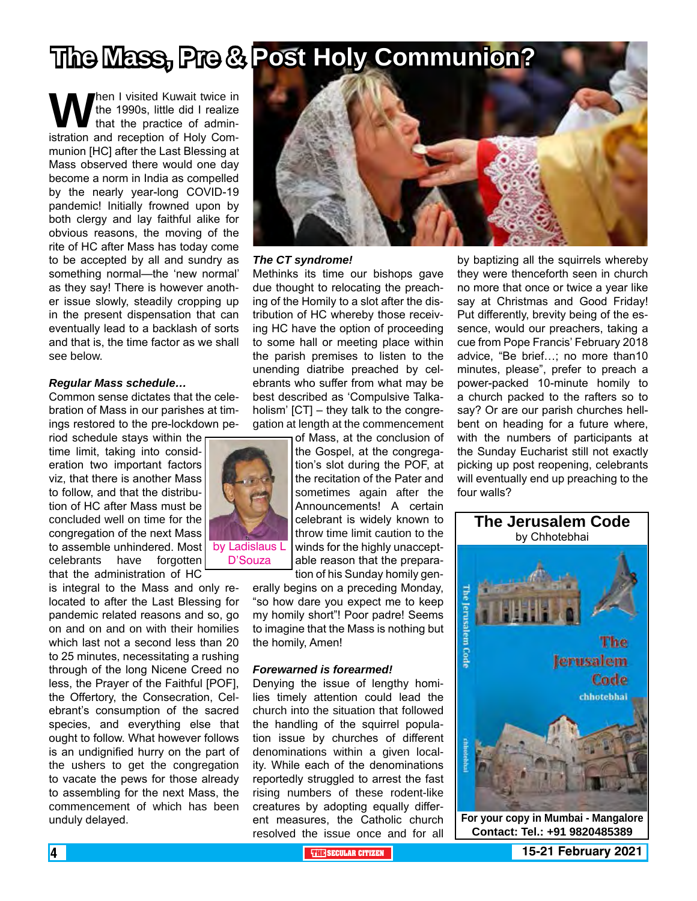# The Mass, Pre & Post Holy Communion?

When I visited Kuwait twice in the 1990s, little did I realize that the practice of administration and reception of Holy Communion [HC] after the Last Blessing at Mass observed there would one day become a norm in India as compelled by the nearly year-long COVID-19 pandemic! Initially frowned upon by both clergy and lay faithful alike for obvious reasons, the moving of the rite of HC after Mass has today come to be accepted by all and sundry as something normal—the 'new normal' as they say! There is however another issue slowly, steadily cropping up in the present dispensation that can eventually lead to a backlash of sorts and that is, the time factor as we shall see below.

by Ladislaus L D'Souza

***Regular Mass schedule…***

Common sense dictates that the celebration of Mass in our parishes at timings restored to the pre-lockdown period schedule stays within the time limit, taking into consideration two important factors viz, that there is another Mass to follow, and that the distribution of HC after Mass must be concluded well on time for the congregation of the next Mass to assemble unhindered. Most celebrants have forgotten that the administration of HC is integral to the Mass and only relocated to after the Last Blessing for pandemic related reasons and so, go on and on and on with their homilies which last not a second less than 20 to 25 minutes, necessitating a rushing through of the long Nicene Creed no less, the Prayer of the Faithful [POF], the Offertory, the Consecration, Celebrant's consumption of the sacred species, and everything else that ought to follow. What however follows is an undignified hurry on the part of the ushers to get the congregation to vacate the pews for those already to assembling for the next Mass, the commencement of which has been unduly delayed.

***The CT syndrome!***

Methinks its time our bishops gave due thought to relocating the preaching of the Homily to a slot after the distribution of HC whereby those receiving HC have the option of proceeding to some hall or meeting place within the parish premises to listen to the unending diatribe preached by celebrants who suffer from what may be best described as 'Compulsive Talkaholism' [CT] – they talk to the congregation at length at the commencement of Mass, at the conclusion of the Gospel, at the congregation's slot during the POF, at the recitation of the Pater and sometimes again after the Announcements! A certain celebrant is widely known to throw time limit caution to the winds for the highly unacceptable reason that the preparation of his Sunday homily generally begins on a preceding Monday, "so how dare you expect me to keep my homily short"! Poor padre! Seems to imagine that the Mass is nothing but the homily, Amen!

***Forewarned is forearmed!***

Denying the issue of lengthy homilies timely attention could lead the church into the situation that followed the handling of the squirrel population issue by churches of different denominations within a given locality. While each of the denominations reportedly struggled to arrest the fast rising numbers of these rodent-like creatures by adopting equally different measures, the Catholic church resolved the issue once and for all by baptizing all the squirrels whereby they were thenceforth seen in church no more that once or twice a year like say at Christmas and Good Friday! Put differently, brevity being of the essence, would our preachers, taking a cue from Pope Francis' February 2018 advice, "Be brief…; no more than10 minutes, please", prefer to preach a power-packed 10-minute homily to a church packed to the rafters so to say? Or are our parish churches hellbent on heading for a future where, with the numbers of participants at the Sunday Eucharist still not exactly picking up post reopening, celebrants will eventually end up preaching to the four walls?

**The Jerusalem Code**
by Chhotebhai

**For your copy in Mumbai - Mangalore**
**Contact: Tel.: +91 9820485389**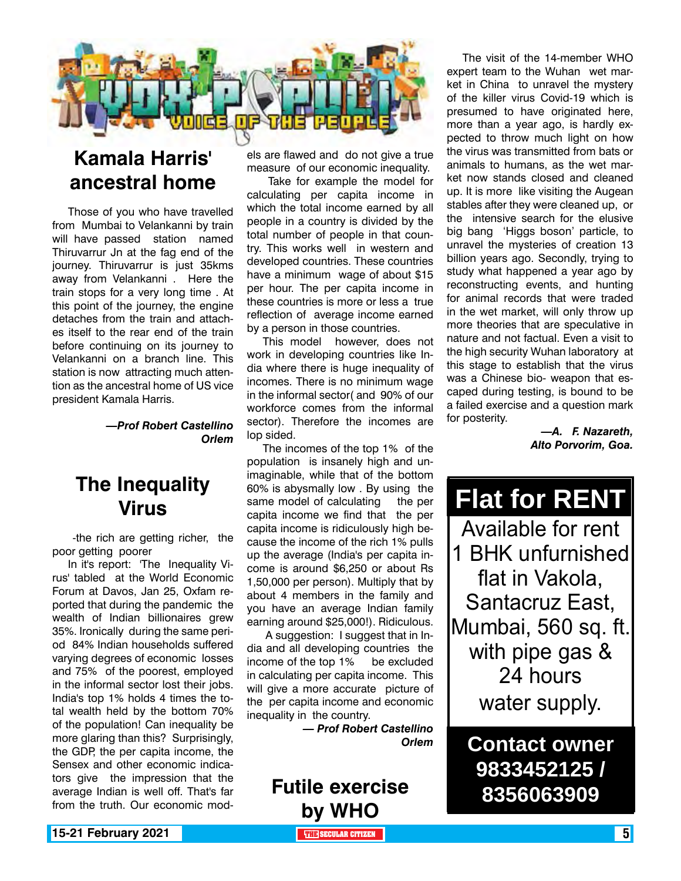# VOX POPULI

VOICE OF THE PEOPLE

## Kamala Harris' ancestral home

Those of you who have travelled from Mumbai to Velankanni by train will have passed station named Thiruvarrur Jn at the fag end of the journey. Thiruvarrur is just 35kms away from Velankanni . Here the train stops for a very long time . At this point of the journey, the engine detaches from the train and attaches itself to the rear end of the train before continuing on its journey to Velankanni on a branch line. This station is now attracting much attention as the ancestral home of US vice president Kamala Harris.

***—Prof Robert Castellino Orlem***

## The Inequality Virus

-the rich are getting richer, the poor getting poorer

In it's report: 'The Inequality Virus' tabled at the World Economic Forum at Davos, Jan 25, Oxfam reported that during the pandemic the wealth of Indian billionaires grew 35%. Ironically during the same period 84% Indian households suffered varying degrees of economic losses and 75% of the poorest, employed in the informal sector lost their jobs. India's top 1% holds 4 times the total wealth held by the bottom 70% of the population! Can inequality be more glaring than this? Surprisingly, the GDP, the per capita income, the Sensex and other economic indicators give the impression that the average Indian is well off. That's far from the truth. Our economic models are flawed and do not give a true measure of our economic inequality.

Take for example the model for calculating per capita income in which the total income earned by all people in a country is divided by the total number of people in that country. This works well in western and developed countries. These countries have a minimum wage of about $15 per hour. The per capita income in these countries is more or less a true reflection of average income earned by a person in those countries.

This model however, does not work in developing countries like India where there is huge inequality of incomes. There is no minimum wage in the informal sector( and 90% of our workforce comes from the informal sector). Therefore the incomes are lop sided.

The incomes of the top 1% of the population is insanely high and unimaginable, while that of the bottom 60% is abysmally low . By using the same model of calculating the per capita income we find that the per capita income is ridiculously high because the income of the rich 1% pulls up the average (India's per capita income is around $6,250 or about Rs 1,50,000 per person). Multiply that by about 4 members in the family and you have an average Indian family earning around $25,000!). Ridiculous.

A suggestion: I suggest that in India and all developing countries the income of the top 1% be excluded in calculating per capita income. This will give a more accurate picture of the per capita income and economic inequality in the country.

***— Prof Robert Castellino Orlem***

## Futile exercise by WHO

The visit of the 14-member WHO expert team to the Wuhan wet market in China to unravel the mystery of the killer virus Covid-19 which is presumed to have originated here, more than a year ago, is hardly expected to throw much light on how the virus was transmitted from bats or animals to humans, as the wet market now stands closed and cleaned up. It is more like visiting the Augean stables after they were cleaned up, or the intensive search for the elusive big bang 'Higgs boson' particle, to unravel the mysteries of creation 13 billion years ago. Secondly, trying to study what happened a year ago by reconstructing events, and hunting for animal records that were traded in the wet market, will only throw up more theories that are speculative in nature and not factual. Even a visit to the high security Wuhan laboratory at this stage to establish that the virus was a Chinese bio- weapon that escaped during testing, is bound to be a failed exercise and a question mark for posterity.

***—A. F. Nazareth, Alto Porvorim, Goa.***

## Flat for RENT

Available for rent 1 BHK unfurnished flat in Vakola, Santacruz East, Mumbai, 560 sq. ft. with pipe gas & 24 hours water supply.

**Contact owner 9833452125 / 8356063909**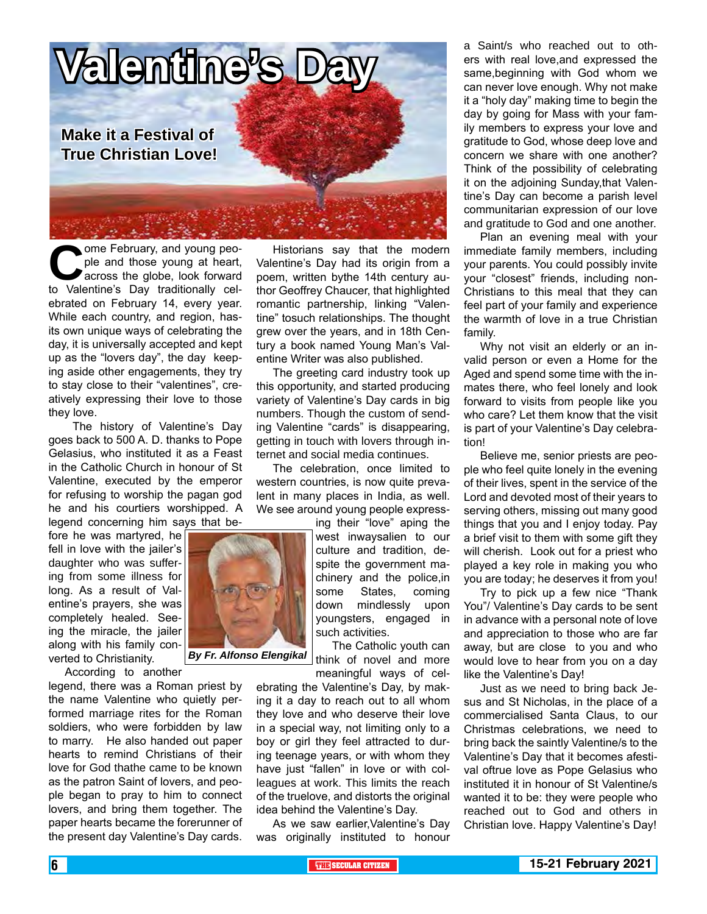# Valentine's Day

## Make it a Festival of True Christian Love!

Come February, and young people and those young at heart, across the globe, look forward to Valentine's Day traditionally celebrated on February 14, every year. While each country, and region, hasits own unique ways of celebrating the day, it is universally accepted and kept up as the "lovers day", the day keeping aside other engagements, they try to stay close to their "valentines", creatively expressing their love to those they love.

The history of Valentine's Day goes back to 500 A. D. thanks to Pope Gelasius, who instituted it as a Feast in the Catholic Church in honour of St Valentine, executed by the emperor for refusing to worship the pagan god he and his courtiers worshipped. A legend concerning him says that before he was martyred, he fell in love with the jailer's daughter who was suffering from some illness for long. As a result of Valentine's prayers, she was completely healed. Seeing the miracle, the jailer along with his family converted to Christianity.

*By Fr. Alfonso Elengikal*

According to another legend, there was a Roman priest by the name Valentine who quietly performed marriage rites for the Roman soldiers, who were forbidden by law to marry. He also handed out paper hearts to remind Christians of their love for God thathe came to be known as the patron Saint of lovers, and people began to pray to him to connect lovers, and bring them together. The paper hearts became the forerunner of the present day Valentine's Day cards.

Historians say that the modern Valentine's Day had its origin from a poem, written bythe 14th century author Geoffrey Chaucer, that highlighted romantic partnership, linking "Valentine" tosuch relationships. The thought grew over the years, and in 18th Century a book named Young Man's Valentine Writer was also published.

The greeting card industry took up this opportunity, and started producing variety of Valentine's Day cards in big numbers. Though the custom of sending Valentine "cards" is disappearing, getting in touch with lovers through internet and social media continues.

The celebration, once limited to western countries, is now quite prevalent in many places in India, as well. We see around young people expressing their "love" aping the west inwaysalien to our culture and tradition, despite the government machinery and the police,in some States, coming down mindlessly upon youngsters, engaged in such activities.

The Catholic youth can think of novel and more meaningful ways of celebrating the Valentine's Day, by making it a day to reach out to all whom they love and who deserve their love in a special way, not limiting only to a boy or girl they feel attracted to during teenage years, or with whom they have just "fallen" in love or with colleagues at work. This limits the reach of the truelove, and distorts the original idea behind the Valentine's Day.

As we saw earlier,Valentine's Day was originally instituted to honour a Saint/s who reached out to others with real love,and expressed the same,beginning with God whom we can never love enough. Why not make it a "holy day" making time to begin the day by going for Mass with your family members to express your love and gratitude to God, whose deep love and concern we share with one another? Think of the possibility of celebrating it on the adjoining Sunday,that Valentine's Day can become a parish level communitarian expression of our love and gratitude to God and one another.

Plan an evening meal with your immediate family members, including your parents. You could possibly invite your "closest" friends, including non-Christians to this meal that they can feel part of your family and experience the warmth of love in a true Christian family.

Why not visit an elderly or an invalid person or even a Home for the Aged and spend some time with the inmates there, who feel lonely and look forward to visits from people like you who care? Let them know that the visit is part of your Valentine's Day celebration!

Believe me, senior priests are people who feel quite lonely in the evening of their lives, spent in the service of the Lord and devoted most of their years to serving others, missing out many good things that you and I enjoy today. Pay a brief visit to them with some gift they will cherish. Look out for a priest who played a key role in making you who you are today; he deserves it from you!

Try to pick up a few nice "Thank You"/ Valentine's Day cards to be sent in advance with a personal note of love and appreciation to those who are far away, but are close to you and who would love to hear from you on a day like the Valentine's Day!

Just as we need to bring back Jesus and St Nicholas, in the place of a commercialised Santa Claus, to our Christmas celebrations, we need to bring back the saintly Valentine/s to the Valentine's Day that it becomes afestival oftrue love as Pope Gelasius who instituted it in honour of St Valentine/s wanted it to be: they were people who reached out to God and others in Christian love. Happy Valentine's Day!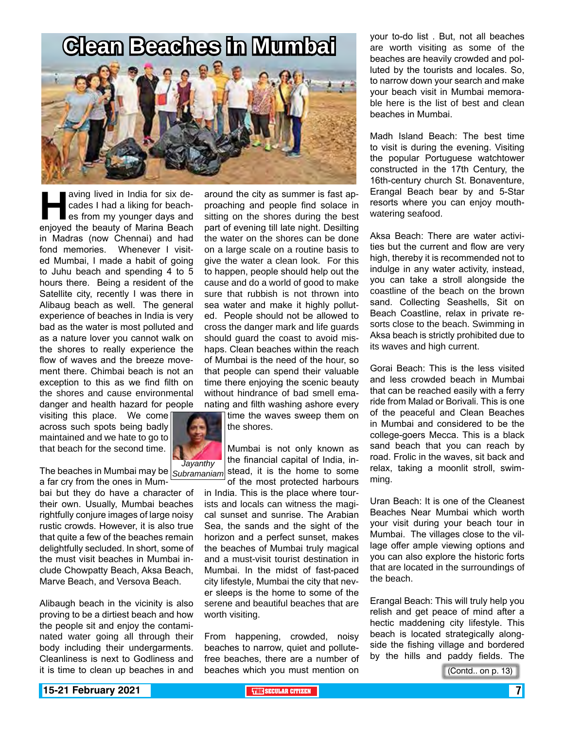# Clean Beaches in Mumbai

Having lived in India for six decades I had a liking for beaches from my younger days and enjoyed the beauty of Marina Beach in Madras (now Chennai) and had fond memories. Whenever I visited Mumbai, I made a habit of going to Juhu beach and spending 4 to 5 hours there. Being a resident of the Satellite city, recently I was there in Alibaug beach as well. The general experience of beaches in India is very bad as the water is most polluted and as a nature lover you cannot walk on the shores to really experience the flow of waves and the breeze movement there. Chimbai beach is not an exception to this as we find filth on the shores and cause environmental danger and health hazard for people visiting this place. We come across such spots being badly maintained and we hate to go to that beach for the second time.

*Jayanthy Subramaniam*

The beaches in Mumbai may be a far cry from the ones in Mumbai but they do have a character of their own. Usually, Mumbai beaches rightfully conjure images of large noisy rustic crowds. However, it is also true that quite a few of the beaches remain delightfully secluded. In short, some of the must visit beaches in Mumbai include Chowpatty Beach, Aksa Beach, Marve Beach, and Versova Beach.

Alibaugh beach in the vicinity is also proving to be a dirtiest beach and how the people sit and enjoy the contaminated water going all through their body including their undergarments. Cleanliness is next to Godliness and it is time to clean up beaches in and around the city as summer is fast approaching and people find solace in sitting on the shores during the best part of evening till late night. Desilting the water on the shores can be done on a large scale on a routine basis to give the water a clean look. For this to happen, people should help out the cause and do a world of good to make sure that rubbish is not thrown into sea water and make it highly polluted. People should not be allowed to cross the danger mark and life guards should guard the coast to avoid mishaps. Clean beaches within the reach of Mumbai is the need of the hour, so that people can spend their valuable time there enjoying the scenic beauty without hindrance of bad smell emanating and filth washing ashore every time the waves sweep them on the shores.

Mumbai is not only known as the financial capital of India, instead, it is the home to some of the most protected harbours in India. This is the place where tourists and locals can witness the magical sunset and sunrise. The Arabian Sea, the sands and the sight of the horizon and a perfect sunset, makes the beaches of Mumbai truly magical and a must-visit tourist destination in Mumbai. In the midst of fast-paced city lifestyle, Mumbai the city that never sleeps is the home to some of the serene and beautiful beaches that are worth visiting.

From happening, crowded, noisy beaches to narrow, quiet and pollute-free beaches, there are a number of beaches which you must mention on your to-do list . But, not all beaches are worth visiting as some of the beaches are heavily crowded and polluted by the tourists and locales. So, to narrow down your search and make your beach visit in Mumbai memorable here is the list of best and clean beaches in Mumbai.

Madh Island Beach: The best time to visit is during the evening. Visiting the popular Portuguese watchtower constructed in the 17th Century, the 16th-century church St. Bonaventure, Erangal Beach bear by and 5-Star resorts where you can enjoy mouth-watering seafood.

Aksa Beach: There are water activities but the current and flow are very high, thereby it is recommended not to indulge in any water activity, instead, you can take a stroll alongside the coastline of the beach on the brown sand. Collecting Seashells, Sit on Beach Coastline, relax in private resorts close to the beach. Swimming in Aksa beach is strictly prohibited due to its waves and high current.

Gorai Beach: This is the less visited and less crowded beach in Mumbai that can be reached easily with a ferry ride from Malad or Borivali. This is one of the peaceful and Clean Beaches in Mumbai and considered to be the college-goers Mecca. This is a black sand beach that you can reach by road. Frolic in the waves, sit back and relax, taking a moonlit stroll, swimming.

Uran Beach: It is one of the Cleanest Beaches Near Mumbai which worth your visit during your beach tour in Mumbai. The villages close to the village offer ample viewing options and you can also explore the historic forts that are located in the surroundings of the beach.

Erangal Beach: This will truly help you relish and get peace of mind after a hectic maddening city lifestyle. This beach is located strategically alongside the fishing village and bordered by the hills and paddy fields. The

(Contd.. on p. 13)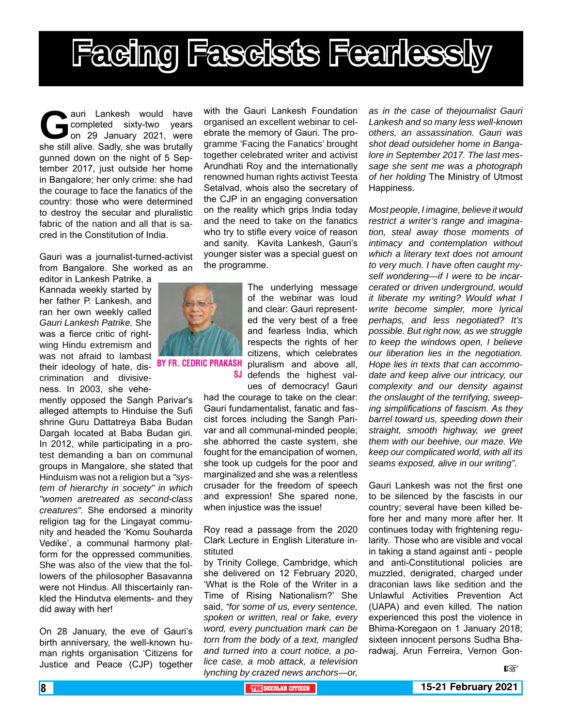# Facing Fascists Fearlessly

**BY FR. CEDRIC PRAKASH SJ**

Gauri Lankesh would have completed sixty-two years on 29 January 2021, were she still alive. Sadly, she was brutally gunned down on the night of 5 September 2017, just outside her home in Bangalore; her only crime: she had the courage to face the fanatics of the country: those who were determined to destroy the secular and pluralistic fabric of the nation and all that is sacred in the Constitution of India.

Gauri was a journalist-turned-activist from Bangalore. She worked as an editor in Lankesh Patrike, a Kannada weekly started by her father P. Lankesh, and ran her own weekly called *Gauri Lankesh Patrike.* She was a fierce critic of right-wing Hindu extremism and was not afraid to lambast their ideology of hate, discrimination and divisiveness. In 2003, she vehemently opposed the Sangh Parivar's alleged attempts to Hinduise the Sufi shrine Guru Dattatreya Baba Budan Dargah located at Baba Budan giri. In 2012, while participating in a protest demanding a ban on communal groups in Mangalore, she stated that Hinduism was not a religion but a *"system of hierarchy in society" in which "women aretreated as second-class creatures".* She endorsed a minority religion tag for the Lingayat community and headed the 'Komu Souharda Vedike', a communal harmony platform for the oppressed communities. She was also of the view that the followers of the philosopher Basavanna were not Hindus. All thiscertainly rankled the Hindutva elements- and they did away with her!

On 28 January, the eve of Gauri's birth anniversary, the well-known human rights organisation 'Citizens for Justice and Peace (CJP) together with the Gauri Lankesh Foundation organised an excellent webinar to celebrate the memory of Gauri. The programme 'Facing the Fanatics' brought together celebrated writer and activist Arundhati Roy and the internationally renowned human rights activist Teesta Setalvad, whois also the secretary of the CJP in an engaging conversation on the reality which grips India today and the need to take on the fanatics who try to stifle every voice of reason and sanity. Kavita Lankesh, Gauri's younger sister was a special guest on the programme.

The underlying message of the webinar was loud and clear: Gauri represented the very best of a free and fearless India, which respects the rights of her citizens, which celebrates pluralism and above all, defends the highest values of democracy! Gauri had the courage to take on the clear: Gauri fundamentalist, fanatic and fascist forces including the Sangh Parivar and all communal-minded people; she abhorred the caste system, she fought for the emancipation of women, she took up cudgels for the poor and marginalized and she was a relentless crusader for the freedom of speech and expression! She spared none, when injustice was the issue!

Roy read a passage from the 2020 Clark Lecture in English Literature instituted
by Trinity College, Cambridge, which she delivered on 12 February 2020, 'What is the Role of the Writer in a Time of Rising Nationalism?' She said, *"for some of us, every sentence, spoken or written, real or fake, every word, every punctuation mark can be torn from the body of a text, mangled and turned into a court notice, a police case, a mob attack, a television lynching by crazed news anchors—or, as in the case of thejournalist Gauri Lankesh and so many less well-known others, an assassination. Gauri was shot dead outsideher home in Bangalore in September 2017. The last message she sent me was a photograph of her holding* The Ministry of Utmost Happiness.

*Most people, I imagine, believe it would restrict a writer's range and imagination, steal away those moments of intimacy and contemplation without which a literary text does not amount to very much. I have often caught myself wondering—if I were to be incarcerated or driven underground, would it liberate my writing? Would what I write become simpler, more lyrical perhaps, and less negotiated? It's possible. But right now, as we struggle to keep the windows open, I believe our liberation lies in the negotiation. Hope lies in texts that can accommodate and keep alive our intricacy, our complexity and our density against the onslaught of the terrifying, sweeping simplifications of fascism. As they barrel toward us, speeding down their straight, smooth highway, we greet them with our beehive, our maze. We keep our complicated world, with all its seams exposed, alive in our writing".*

Gauri Lankesh was not the first one to be silenced by the fascists in our country; several have been killed before her and many more after her. It continues today with frightening regularity. Those who are visible and vocal in taking a stand against anti - people and anti-Constitutional policies are muzzled, denigrated, charged under draconian laws like sedition and the Unlawful Activities Prevention Act (UAPA) and even killed. The nation experienced this post the violence in Bhima-Koregaon on 1 January 2018; sixteen innocent persons Sudha Bharadwaj, Arun Ferreira, Vernon Gon-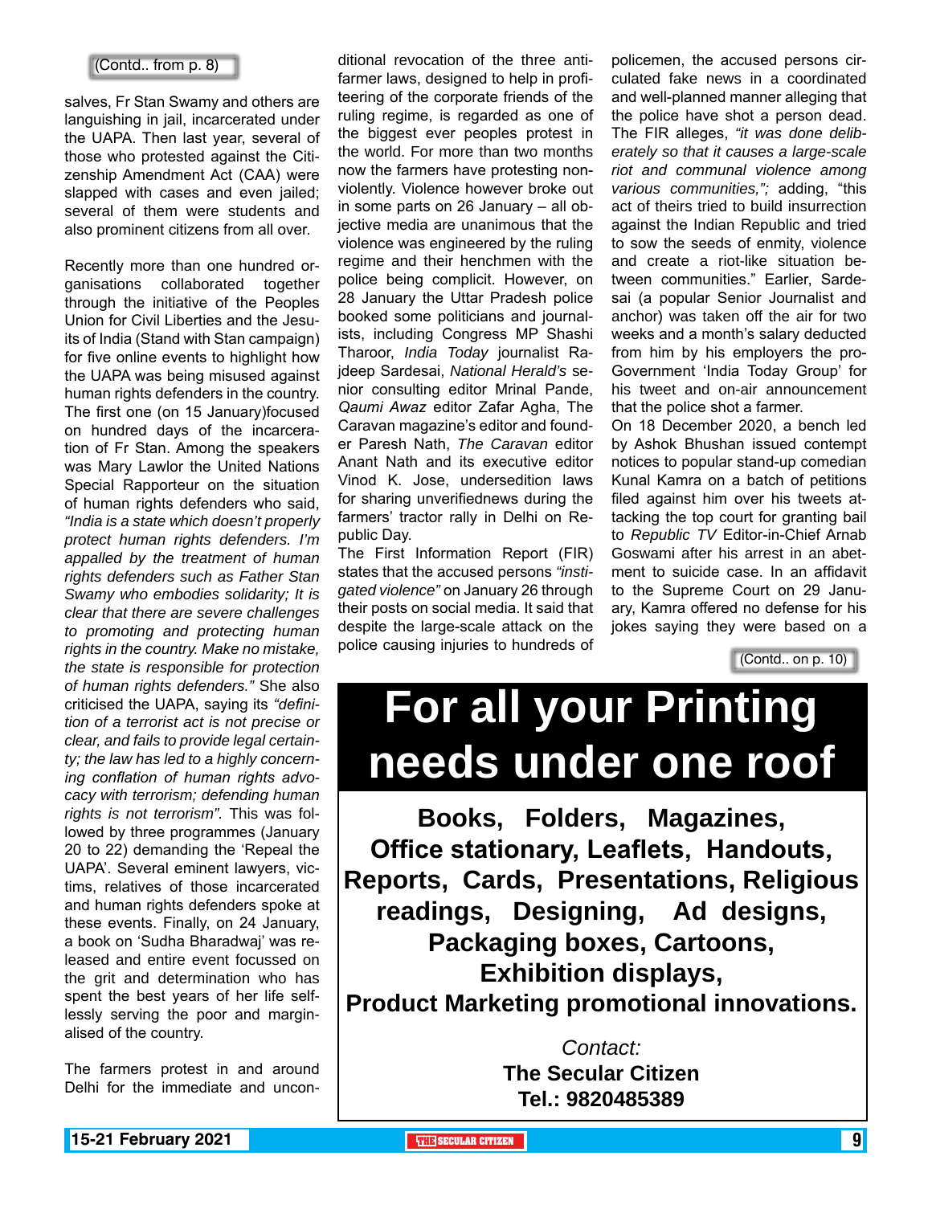(Contd.. from p. 8)

salves, Fr Stan Swamy and others are languishing in jail, incarcerated under the UAPA. Then last year, several of those who protested against the Citizenship Amendment Act (CAA) were slapped with cases and even jailed; several of them were students and also prominent citizens from all over.

Recently more than one hundred organisations collaborated together through the initiative of the Peoples Union for Civil Liberties and the Jesuits of India (Stand with Stan campaign) for five online events to highlight how the UAPA was being misused against human rights defenders in the country. The first one (on 15 January)focused on hundred days of the incarceration of Fr Stan. Among the speakers was Mary Lawlor the United Nations Special Rapporteur on the situation of human rights defenders who said, *"India is a state which doesn't properly protect human rights defenders. I'm appalled by the treatment of human rights defenders such as Father Stan Swamy who embodies solidarity; It is clear that there are severe challenges to promoting and protecting human rights in the country. Make no mistake, the state is responsible for protection of human rights defenders."* She also criticised the UAPA, saying its *"definition of a terrorist act is not precise or clear, and fails to provide legal certainty; the law has led to a highly concerning conflation of human rights advocacy with terrorism; defending human rights is not terrorism".* This was followed by three programmes (January 20 to 22) demanding the 'Repeal the UAPA'. Several eminent lawyers, victims, relatives of those incarcerated and human rights defenders spoke at these events. Finally, on 24 January, a book on 'Sudha Bharadwaj' was released and entire event focussed on the grit and determination who has spent the best years of her life selflessly serving the poor and marginalised of the country.

The farmers protest in and around Delhi for the immediate and unconditional revocation of the three anti-farmer laws, designed to help in profiteering of the corporate friends of the ruling regime, is regarded as one of the biggest ever peoples protest in the world. For more than two months now the farmers have protesting non-violently. Violence however broke out in some parts on 26 January – all objective media are unanimous that the violence was engineered by the ruling regime and their henchmen with the police being complicit. However, on 28 January the Uttar Pradesh police booked some politicians and journalists, including Congress MP Shashi Tharoor, *India Today* journalist Rajdeep Sardesai, *National Herald's* senior consulting editor Mrinal Pande, *Qaumi Awaz* editor Zafar Agha, The Caravan magazine's editor and founder Paresh Nath, *The Caravan* editor Anant Nath and its executive editor Vinod K. Jose, undersedition laws for sharing unverifiednews during the farmers' tractor rally in Delhi on Republic Day.

The First Information Report (FIR) states that the accused persons *"instigated violence"* on January 26 through their posts on social media. It said that despite the large-scale attack on the police causing injuries to hundreds of policemen, the accused persons circulated fake news in a coordinated and well-planned manner alleging that the police have shot a person dead. The FIR alleges, *"it was done deliberately so that it causes a large-scale riot and communal violence among various communities,";* adding, "this act of theirs tried to build insurrection against the Indian Republic and tried to sow the seeds of enmity, violence and create a riot-like situation between communities." Earlier, Sardesai (a popular Senior Journalist and anchor) was taken off the air for two weeks and a month's salary deducted from him by his employers the pro-Government 'India Today Group' for his tweet and on-air announcement that the police shot a farmer.

On 18 December 2020, a bench led by Ashok Bhushan issued contempt notices to popular stand-up comedian Kunal Kamra on a batch of petitions filed against him over his tweets attacking the top court for granting bail to *Republic TV* Editor-in-Chief Arnab Goswami after his arrest in an abetment to suicide case. In an affidavit to the Supreme Court on 29 January, Kamra offered no defense for his jokes saying they were based on a

(Contd.. on p. 10)

# For all your Printing needs under one roof

**Books, Folders, Magazines, Office stationary, Leaflets, Handouts, Reports, Cards, Presentations, Religious readings, Designing, Ad designs, Packaging boxes, Cartoons, Exhibition displays, Product Marketing promotional innovations.**

*Contact:*
**The Secular Citizen**
**Tel.: 9820485389**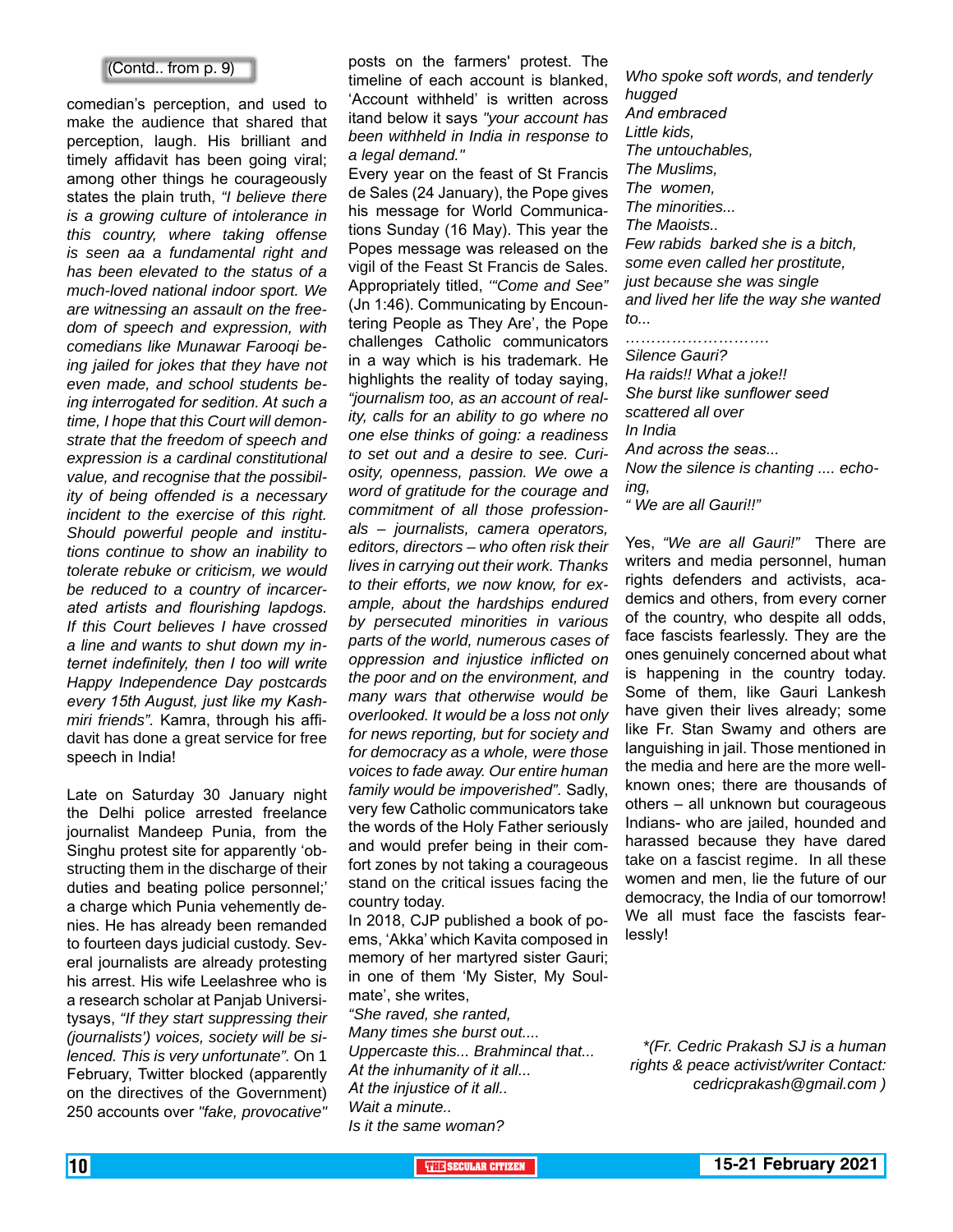(Contd.. from p. 9)

comedian's perception, and used to make the audience that shared that perception, laugh. His brilliant and timely affidavit has been going viral; among other things he courageously states the plain truth, *"I believe there is a growing culture of intolerance in this country, where taking offense is seen aa a fundamental right and has been elevated to the status of a much-loved national indoor sport. We are witnessing an assault on the freedom of speech and expression, with comedians like Munawar Farooqi being jailed for jokes that they have not even made, and school students being interrogated for sedition. At such a time, I hope that this Court will demonstrate that the freedom of speech and expression is a cardinal constitutional value, and recognise that the possibility of being offended is a necessary incident to the exercise of this right. Should powerful people and institutions continue to show an inability to tolerate rebuke or criticism, we would be reduced to a country of incarcerated artists and flourishing lapdogs. If this Court believes I have crossed a line and wants to shut down my internet indefinitely, then I too will write Happy Independence Day postcards every 15th August, just like my Kashmiri friends".* Kamra, through his affidavit has done a great service for free speech in India!

Late on Saturday 30 January night the Delhi police arrested freelance journalist Mandeep Punia, from the Singhu protest site for apparently 'obstructing them in the discharge of their duties and beating police personnel;' a charge which Punia vehemently denies. He has already been remanded to fourteen days judicial custody. Several journalists are already protesting his arrest. His wife Leelashree who is a research scholar at Panjab Universitysays, *"If they start suppressing their (journalists') voices, society will be silenced. This is very unfortunate".* On 1 February, Twitter blocked (apparently on the directives of the Government) 250 accounts over *"fake, provocative"* posts on the farmers' protest. The timeline of each account is blanked, 'Account withheld' is written across itand below it says *"your account has been withheld in India in response to a legal demand."*

Every year on the feast of St Francis de Sales (24 January), the Pope gives his message for World Communications Sunday (16 May). This year the Popes message was released on the vigil of the Feast St Francis de Sales. Appropriately titled, *"'Come and See"* (Jn 1:46). Communicating by Encountering People as They Are', the Pope challenges Catholic communicators in a way which is his trademark. He highlights the reality of today saying, *"journalism too, as an account of reality, calls for an ability to go where no one else thinks of going: a readiness to set out and a desire to see. Curiosity, openness, passion. We owe a word of gratitude for the courage and commitment of all those professionals – journalists, camera operators, editors, directors – who often risk their lives in carrying out their work. Thanks to their efforts, we now know, for example, about the hardships endured by persecuted minorities in various parts of the world, numerous cases of oppression and injustice inflicted on the poor and on the environment, and many wars that otherwise would be overlooked. It would be a loss not only for news reporting, but for society and for democracy as a whole, were those voices to fade away. Our entire human family would be impoverished".* Sadly, very few Catholic communicators take the words of the Holy Father seriously and would prefer being in their comfort zones by not taking a courageous stand on the critical issues facing the country today.

In 2018, CJP published a book of poems, 'Akka' which Kavita composed in memory of her martyred sister Gauri; in one of them 'My Sister, My Soulmate', she writes,

*"She raved, she ranted,*
*Many times she burst out....*
*Uppercaste this... Brahmincal that...*
*At the inhumanity of it all...*
*At the injustice of it all..*
*Wait a minute..*
*Is it the same woman?*
*Who spoke soft words, and tenderly hugged*
*And embraced*
*Little kids,*
*The untouchables,*
*The Muslims,*
*The women,*
*The minorities...*
*The Maoists..*
*Few rabids barked she is a bitch,*
*some even called her prostitute,*
*just because she was single*
*and lived her life the way she wanted to...*
*……………………….*
*Silence Gauri?*
*Ha raids!! What a joke!!*
*She burst like sunflower seed*
*scattered all over*
*In India*
*And across the seas...*
*Now the silence is chanting .... echoing,*
*" We are all Gauri!!"*

Yes, *"We are all Gauri!"* There are writers and media personnel, human rights defenders and activists, academics and others, from every corner of the country, who despite all odds, face fascists fearlessly. They are the ones genuinely concerned about what is happening in the country today. Some of them, like Gauri Lankesh have given their lives already; some like Fr. Stan Swamy and others are languishing in jail. Those mentioned in the media and here are the more well-known ones; there are thousands of others – all unknown but courageous Indians- who are jailed, hounded and harassed because they have dared take on a fascist regime. In all these women and men, lie the future of our democracy, the India of our tomorrow! We all must face the fascists fearlessly!

*\*(Fr. Cedric Prakash SJ is a human rights & peace activist/writer Contact: cedricprakash@gmail.com )*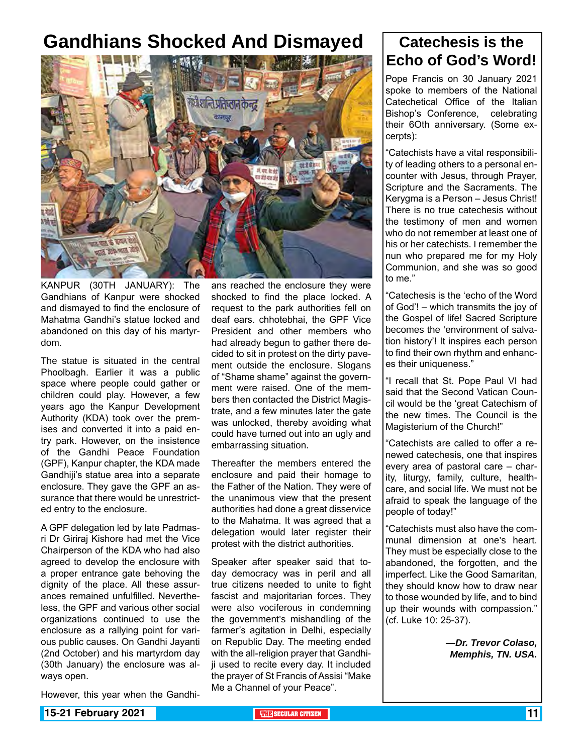# Gandhians Shocked And Dismayed

KANPUR (30TH JANUARY): The Gandhians of Kanpur were shocked and dismayed to find the enclosure of Mahatma Gandhi's statue locked and abandoned on this day of his martyrdom.

The statue is situated in the central Phoolbagh. Earlier it was a public space where people could gather or children could play. However, a few years ago the Kanpur Development Authority (KDA) took over the premises and converted it into a paid entry park. However, on the insistence of the Gandhi Peace Foundation (GPF), Kanpur chapter, the KDA made Gandhiji's statue area into a separate enclosure. They gave the GPF an assurance that there would be unrestricted entry to the enclosure.

A GPF delegation led by late Padmasri Dr Giriraj Kishore had met the Vice Chairperson of the KDA who had also agreed to develop the enclosure with a proper entrance gate behoving the dignity of the place. All these assurances remained unfulfilled. Nevertheless, the GPF and various other social organizations continued to use the enclosure as a rallying point for various public causes. On Gandhi Jayanti (2nd October) and his martyrdom day (30th January) the enclosure was always open.

However, this year when the Gandhians reached the enclosure they were shocked to find the place locked. A request to the park authorities fell on deaf ears. chhotebhai, the GPF Vice President and other members who had already begun to gather there decided to sit in protest on the dirty pavement outside the enclosure. Slogans of "Shame shame" against the government were raised. One of the members then contacted the District Magistrate, and a few minutes later the gate was unlocked, thereby avoiding what could have turned out into an ugly and embarrassing situation.

Thereafter the members entered the enclosure and paid their homage to the Father of the Nation. They were of the unanimous view that the present authorities had done a great disservice to the Mahatma. It was agreed that a delegation would later register their protest with the district authorities.

Speaker after speaker said that today democracy was in peril and all true citizens needed to unite to fight fascist and majoritarian forces. They were also vociferous in condemning the government's mishandling of the farmer's agitation in Delhi, especially on Republic Day. The meeting ended with the all-religion prayer that Gandhiji used to recite every day. It included the prayer of St Francis of Assisi "Make Me a Channel of your Peace".

# Catechesis is the Echo of God's Word!

Pope Francis on 30 January 2021 spoke to members of the National Catechetical Office of the Italian Bishop's Conference, celebrating their 6Oth anniversary. (Some excerpts):

"Catechists have a vital responsibility of leading others to a personal encounter with Jesus, through Prayer, Scripture and the Sacraments. The Kerygma is a Person – Jesus Christ! There is no true catechesis without the testimony of men and women who do not remember at least one of his or her catechists. I remember the nun who prepared me for my Holy Communion, and she was so good to me."

"Catechesis is the 'echo of the Word of God'! – which transmits the joy of the Gospel of life! Sacred Scripture becomes the 'environment of salvation history'! It inspires each person to find their own rhythm and enhances their uniqueness."

"I recall that St. Pope Paul VI had said that the Second Vatican Council would be the 'great Catechism of the new times. The Council is the Magisterium of the Church!"

"Catechists are called to offer a renewed catechesis, one that inspires every area of pastoral care – charity, liturgy, family, culture, healthcare, and social life. We must not be afraid to speak the language of the people of today!"

"Catechists must also have the communal dimension at one's heart. They must be especially close to the abandoned, the forgotten, and the imperfect. Like the Good Samaritan, they should know how to draw near to those wounded by life, and to bind up their wounds with compassion." (cf. Luke 10: 25-37).

***—Dr. Trevor Colaso, Memphis, TN. USA.***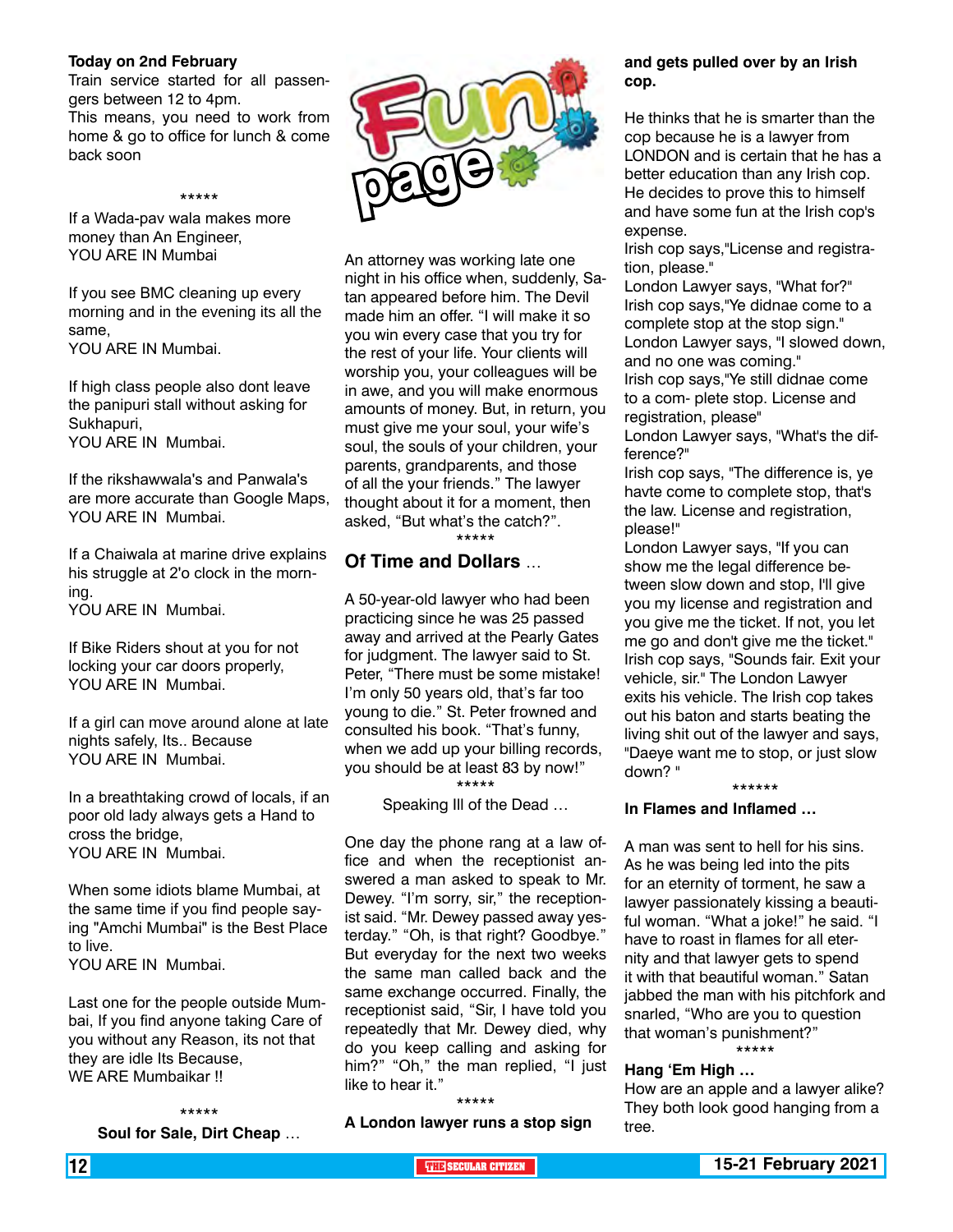**Today on 2nd February**

Train service started for all passengers between 12 to 4pm.
This means, you need to work from home & go to office for lunch & come back soon

*****

If a Wada-pav wala makes more money than An Engineer,
YOU ARE IN Mumbai

If you see BMC cleaning up every morning and in the evening its all the same,
YOU ARE IN Mumbai.

If high class people also dont leave the panipuri stall without asking for Sukhapuri,
YOU ARE IN Mumbai.

If the rikshawwala's and Panwala's are more accurate than Google Maps,
YOU ARE IN Mumbai.

If a Chaiwala at marine drive explains his struggle at 2'o clock in the morning.
YOU ARE IN Mumbai.

If Bike Riders shout at you for not locking your car doors properly,
YOU ARE IN Mumbai.

If a girl can move around alone at late nights safely, Its.. Because
YOU ARE IN Mumbai.

In a breathtaking crowd of locals, if an poor old lady always gets a Hand to cross the bridge,
YOU ARE IN Mumbai.

When some idiots blame Mumbai, at the same time if you find people saying "Amchi Mumbai" is the Best Place to live.
YOU ARE IN Mumbai.

Last one for the people outside Mumbai, If you find anyone taking Care of you without any Reason, its not that they are idle Its Because,
WE ARE Mumbaikar !!

*****

# Fun page

**Soul for Sale, Dirt Cheap** …

An attorney was working late one night in his office when, suddenly, Satan appeared before him. The Devil made him an offer. "I will make it so you win every case that you try for the rest of your life. Your clients will worship you, your colleagues will be in awe, and you will make enormous amounts of money. But, in return, you must give me your soul, your wife's soul, the souls of your children, your parents, grandparents, and those of all the your friends." The lawyer thought about it for a moment, then asked, "But what's the catch?".

*****

## Of Time and Dollars …

A 50-year-old lawyer who had been practicing since he was 25 passed away and arrived at the Pearly Gates for judgment. The lawyer said to St. Peter, "There must be some mistake! I'm only 50 years old, that's far too young to die." St. Peter frowned and consulted his book. "That's funny, when we add up your billing records, you should be at least 83 by now!"

*****

Speaking Ill of the Dead …

One day the phone rang at a law office and when the receptionist answered a man asked to speak to Mr. Dewey. "I'm sorry, sir," the receptionist said. "Mr. Dewey passed away yesterday." "Oh, is that right? Goodbye." But everyday for the next two weeks the same man called back and the same exchange occurred. Finally, the receptionist said, "Sir, I have told you repeatedly that Mr. Dewey died, why do you keep calling and asking for him?" "Oh," the man replied, "I just like to hear it."

*****

**A London lawyer runs a stop sign and gets pulled over by an Irish cop.**

He thinks that he is smarter than the cop because he is a lawyer from LONDON and is certain that he has a better education than any Irish cop. He decides to prove this to himself and have some fun at the Irish cop's expense.

Irish cop says,"License and registration, please."

London Lawyer says, "What for?"

Irish cop says,"Ye didnae come to a complete stop at the stop sign."

London Lawyer says, "I slowed down, and no one was coming."

Irish cop says,"Ye still didnae come to a com- plete stop. License and registration, please"

London Lawyer says, "What's the difference?"

Irish cop says, "The difference is, ye havte come to complete stop, that's the law. License and registration, please!"

London Lawyer says, "If you can show me the legal difference between slow down and stop, I'll give you my license and registration and you give me the ticket. If not, you let me go and don't give me the ticket."

Irish cop says, "Sounds fair. Exit your vehicle, sir." The London Lawyer exits his vehicle. The Irish cop takes out his baton and starts beating the living shit out of the lawyer and says, "Daeye want me to stop, or just slow down? "

******

**In Flames and Inflamed …**

A man was sent to hell for his sins. As he was being led into the pits for an eternity of torment, he saw a lawyer passionately kissing a beautiful woman. "What a joke!" he said. "I have to roast in flames for all eternity and that lawyer gets to spend it with that beautiful woman." Satan jabbed the man with his pitchfork and snarled, "Who are you to question that woman's punishment?"

*****

**Hang 'Em High …**

How are an apple and a lawyer alike? They both look good hanging from a tree.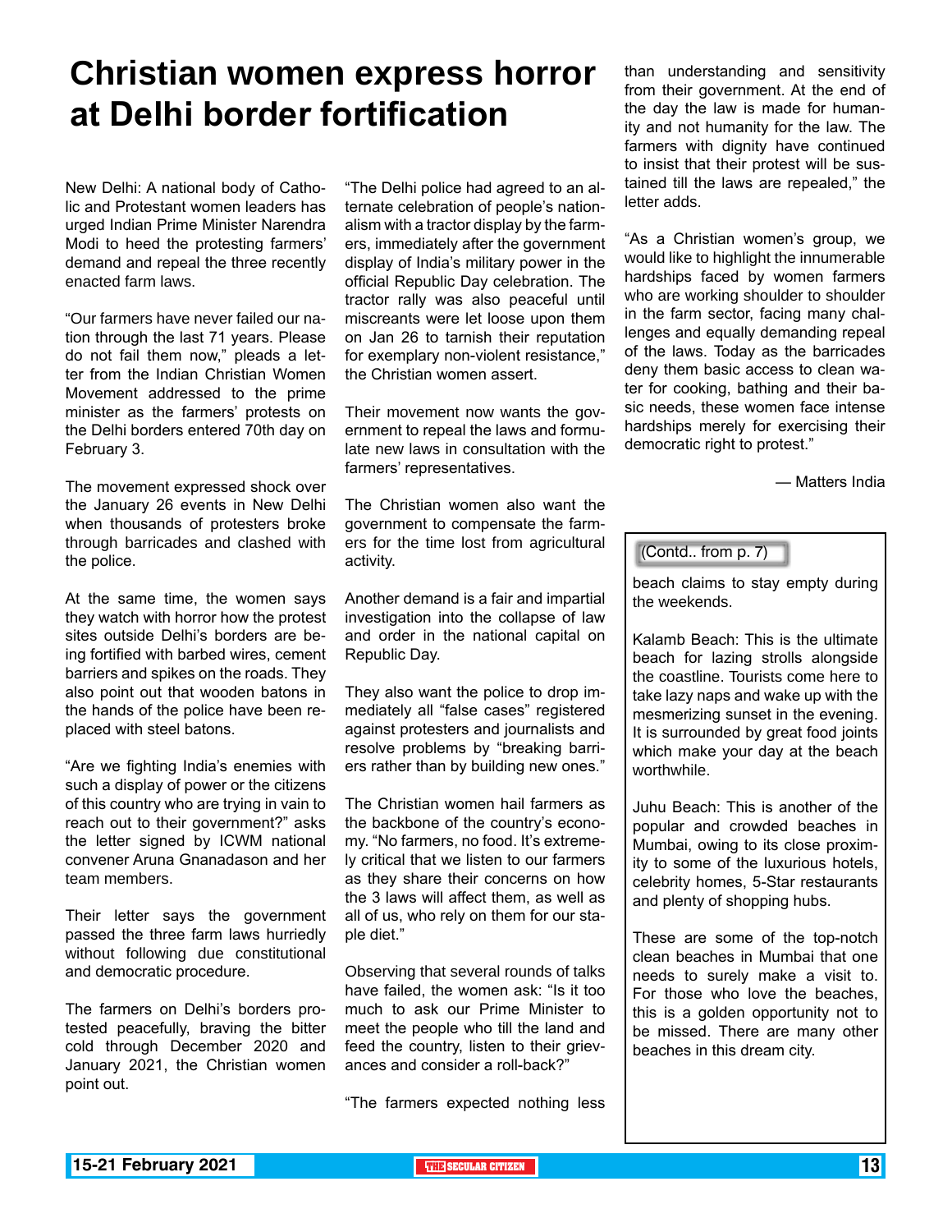# Christian women express horror at Delhi border fortification

New Delhi: A national body of Catholic and Protestant women leaders has urged Indian Prime Minister Narendra Modi to heed the protesting farmers' demand and repeal the three recently enacted farm laws.

"Our farmers have never failed our nation through the last 71 years. Please do not fail them now," pleads a letter from the Indian Christian Women Movement addressed to the prime minister as the farmers' protests on the Delhi borders entered 70th day on February 3.

The movement expressed shock over the January 26 events in New Delhi when thousands of protesters broke through barricades and clashed with the police.

At the same time, the women says they watch with horror how the protest sites outside Delhi's borders are being fortified with barbed wires, cement barriers and spikes on the roads. They also point out that wooden batons in the hands of the police have been replaced with steel batons.

"Are we fighting India's enemies with such a display of power or the citizens of this country who are trying in vain to reach out to their government?" asks the letter signed by ICWM national convener Aruna Gnanadason and her team members.

Their letter says the government passed the three farm laws hurriedly without following due constitutional and democratic procedure.

The farmers on Delhi's borders protested peacefully, braving the bitter cold through December 2020 and January 2021, the Christian women point out.

"The Delhi police had agreed to an alternate celebration of people's nationalism with a tractor display by the farmers, immediately after the government display of India's military power in the official Republic Day celebration. The tractor rally was also peaceful until miscreants were let loose upon them on Jan 26 to tarnish their reputation for exemplary non-violent resistance," the Christian women assert.

Their movement now wants the government to repeal the laws and formulate new laws in consultation with the farmers' representatives.

The Christian women also want the government to compensate the farmers for the time lost from agricultural activity.

Another demand is a fair and impartial investigation into the collapse of law and order in the national capital on Republic Day.

They also want the police to drop immediately all "false cases" registered against protesters and journalists and resolve problems by "breaking barriers rather than by building new ones."

The Christian women hail farmers as the backbone of the country's economy. "No farmers, no food. It's extremely critical that we listen to our farmers as they share their concerns on how the 3 laws will affect them, as well as all of us, who rely on them for our staple diet."

Observing that several rounds of talks have failed, the women ask: "Is it too much to ask our Prime Minister to meet the people who till the land and feed the country, listen to their grievances and consider a roll-back?"

"The farmers expected nothing less than understanding and sensitivity from their government. At the end of the day the law is made for humanity and not humanity for the law. The farmers with dignity have continued to insist that their protest will be sustained till the laws are repealed," the letter adds.

"As a Christian women's group, we would like to highlight the innumerable hardships faced by women farmers who are working shoulder to shoulder in the farm sector, facing many challenges and equally demanding repeal of the laws. Today as the barricades deny them basic access to clean water for cooking, bathing and their basic needs, these women face intense hardships merely for exercising their democratic right to protest."

— Matters India

(Contd.. from p. 7)

beach claims to stay empty during the weekends.

Kalamb Beach: This is the ultimate beach for lazing strolls alongside the coastline. Tourists come here to take lazy naps and wake up with the mesmerizing sunset in the evening. It is surrounded by great food joints which make your day at the beach worthwhile.

Juhu Beach: This is another of the popular and crowded beaches in Mumbai, owing to its close proximity to some of the luxurious hotels, celebrity homes, 5-Star restaurants and plenty of shopping hubs.

These are some of the top-notch clean beaches in Mumbai that one needs to surely make a visit to. For those who love the beaches, this is a golden opportunity not to be missed. There are many other beaches in this dream city.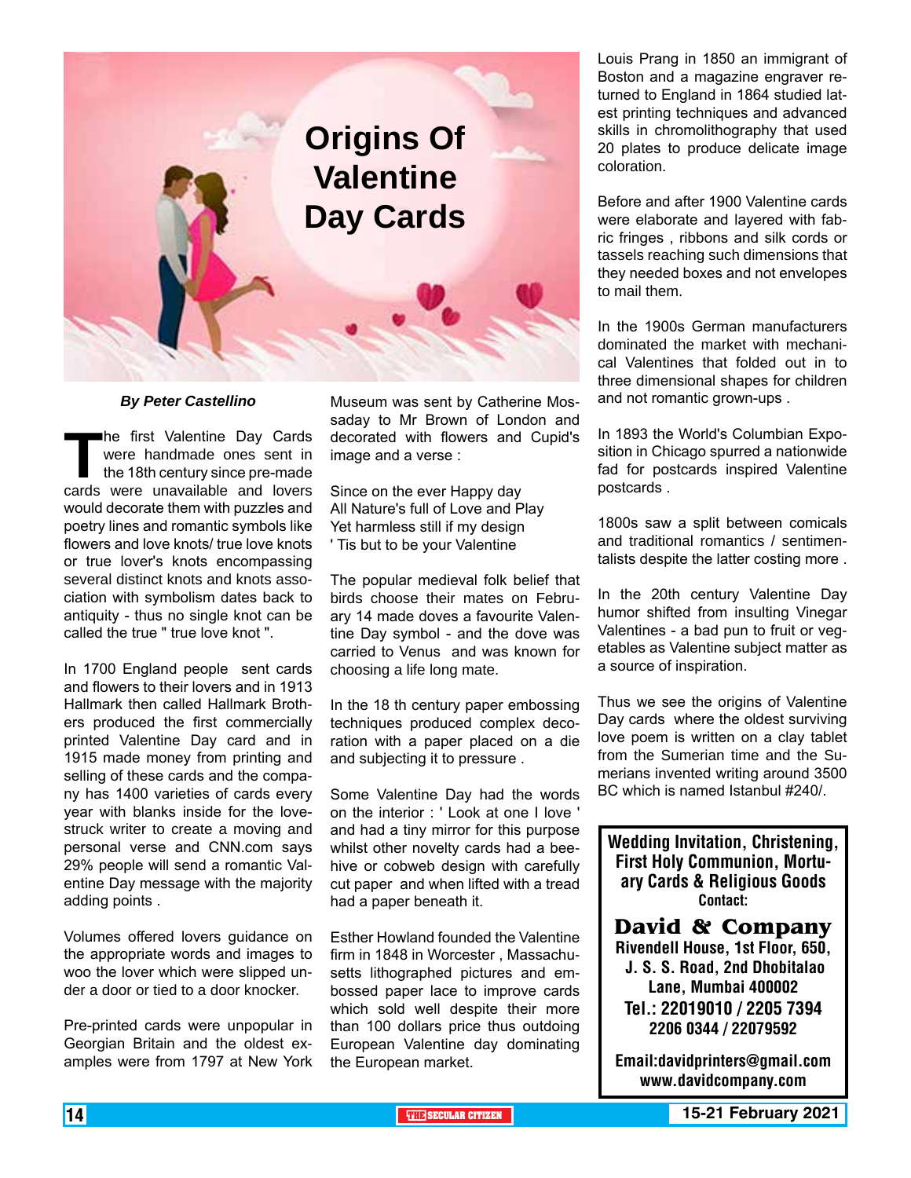# Origins Of Valentine Day Cards

***By Peter Castellino***

The first Valentine Day Cards were handmade ones sent in the 18th century since pre-made cards were unavailable and lovers would decorate them with puzzles and poetry lines and romantic symbols like flowers and love knots/ true love knots or true lover's knots encompassing several distinct knots and knots association with symbolism dates back to antiquity - thus no single knot can be called the true " true love knot ".

In 1700 England people sent cards and flowers to their lovers and in 1913 Hallmark then called Hallmark Brothers produced the first commercially printed Valentine Day card and in 1915 made money from printing and selling of these cards and the company has 1400 varieties of cards every year with blanks inside for the lovestruck writer to create a moving and personal verse and CNN.com says 29% people will send a romantic Valentine Day message with the majority adding points .

Volumes offered lovers guidance on the appropriate words and images to woo the lover which were slipped under a door or tied to a door knocker.

Pre-printed cards were unpopular in Georgian Britain and the oldest examples were from 1797 at New York Museum was sent by Catherine Mossaday to Mr Brown of London and decorated with flowers and Cupid's image and a verse :

Since on the ever Happy day
All Nature's full of Love and Play
Yet harmless still if my design
' Tis but to be your Valentine

The popular medieval folk belief that birds choose their mates on February 14 made doves a favourite Valentine Day symbol - and the dove was carried to Venus and was known for choosing a life long mate.

In the 18 th century paper embossing techniques produced complex decoration with a paper placed on a die and subjecting it to pressure .

Some Valentine Day had the words on the interior : ' Look at one I love ' and had a tiny mirror for this purpose whilst other novelty cards had a beehive or cobweb design with carefully cut paper and when lifted with a tread had a paper beneath it.

Esther Howland founded the Valentine firm in 1848 in Worcester , Massachusetts lithographed pictures and embossed paper lace to improve cards which sold well despite their more than 100 dollars price thus outdoing European Valentine day dominating the European market.

Louis Prang in 1850 an immigrant of Boston and a magazine engraver returned to England in 1864 studied latest printing techniques and advanced skills in chromolithography that used 20 plates to produce delicate image coloration.

Before and after 1900 Valentine cards were elaborate and layered with fabric fringes , ribbons and silk cords or tassels reaching such dimensions that they needed boxes and not envelopes to mail them.

In the 1900s German manufacturers dominated the market with mechanical Valentines that folded out in to three dimensional shapes for children and not romantic grown-ups .

In 1893 the World's Columbian Exposition in Chicago spurred a nationwide fad for postcards inspired Valentine postcards .

1800s saw a split between comicals and traditional romantics / sentimentalists despite the latter costing more .

In the 20th century Valentine Day humor shifted from insulting Vinegar Valentines - a bad pun to fruit or vegetables as Valentine subject matter as a source of inspiration.

Thus we see the origins of Valentine Day cards where the oldest surviving love poem is written on a clay tablet from the Sumerian time and the Sumerians invented writing around 3500 BC which is named Istanbul #240/.

---

**Wedding Invitation, Christening, First Holy Communion, Mortuary Cards & Religious Goods**
**Contact:**

**David & Company**
**Rivendell House, 1st Floor, 650, J. S. S. Road, 2nd Dhobitalao Lane, Mumbai 400002**
**Tel.: 22019010 / 2205 7394 2206 0344 / 22079592**

**Email:davidprinters@gmail.com**
**www.davidcompany.com**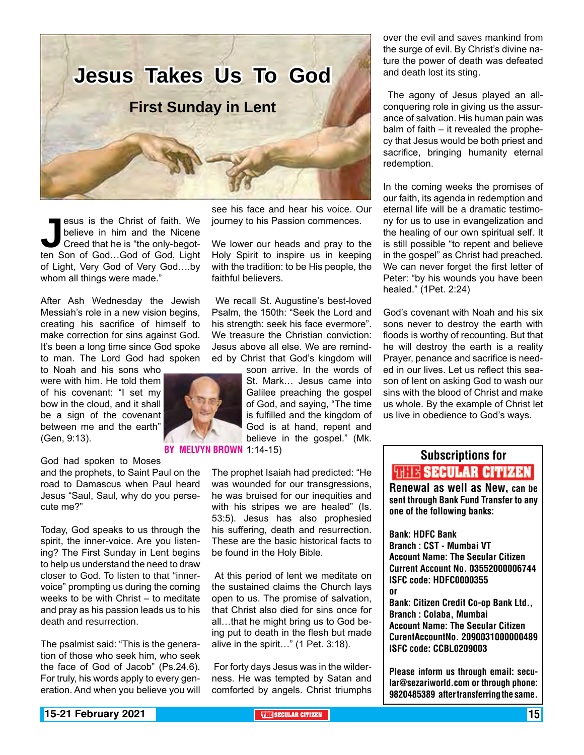# Jesus Takes Us To God

## First Sunday in Lent

**BY MELVYN BROWN**

Jesus is the Christ of faith. We believe in him and the Nicene Creed that he is "the only-begotten Son of God…God of God, Light of Light, Very God of Very God….by whom all things were made."

After Ash Wednesday the Jewish Messiah's role in a new vision begins, creating his sacrifice of himself to make correction for sins against God. It's been a long time since God spoke to man. The Lord God had spoken to Noah and his sons who were with him. He told them of his covenant: "I set my bow in the cloud, and it shall be a sign of the covenant between me and the earth" (Gen, 9:13).

God had spoken to Moses and the prophets, to Saint Paul on the road to Damascus when Paul heard Jesus "Saul, Saul, why do you persecute me?"

Today, God speaks to us through the spirit, the inner-voice. Are you listening? The First Sunday in Lent begins to help us understand the need to draw closer to God. To listen to that "inner-voice" prompting us during the coming weeks to be with Christ – to meditate and pray as his passion leads us to his death and resurrection.

The psalmist said: "This is the generation of those who seek him, who seek the face of God of Jacob" (Ps.24.6). For truly, his words apply to every generation. And when you believe you will see his face and hear his voice. Our journey to his Passion commences.

We lower our heads and pray to the Holy Spirit to inspire us in keeping with the tradition: to be His people, the faithful believers.

We recall St. Augustine's best-loved Psalm, the 150th: "Seek the Lord and his strength: seek his face evermore". We treasure the Christian conviction: Jesus above all else. We are reminded by Christ that God's kingdom will soon arrive. In the words of St. Mark… Jesus came into Galilee preaching the gospel of God, and saying, "The time is fulfilled and the kingdom of God is at hand, repent and believe in the gospel." (Mk. 1:14-15)

The prophet Isaiah had predicted: "He was wounded for our transgressions, he was bruised for our inequities and with his stripes we are healed" (Is. 53:5). Jesus has also prophesied his suffering, death and resurrection. These are the basic historical facts to be found in the Holy Bible.

At this period of lent we meditate on the sustained claims the Church lays open to us. The promise of salvation, that Christ also died for sins once for all…that he might bring us to God being put to death in the flesh but made alive in the spirit…" (1 Pet. 3:18).

For forty days Jesus was in the wilderness. He was tempted by Satan and comforted by angels. Christ triumphs over the evil and saves mankind from the surge of evil. By Christ's divine nature the power of death was defeated and death lost its sting.

The agony of Jesus played an all-conquering role in giving us the assurance of salvation. His human pain was balm of faith – it revealed the prophecy that Jesus would be both priest and sacrifice, bringing humanity eternal redemption.

In the coming weeks the promises of our faith, its agenda in redemption and eternal life will be a dramatic testimony for us to use in evangelization and the healing of our own spiritual self. It is still possible "to repent and believe in the gospel" as Christ had preached. We can never forget the first letter of Peter: "by his wounds you have been healed." (1Pet. 2:24)

God's covenant with Noah and his six sons never to destroy the earth with floods is worthy of recounting. But that he will destroy the earth is a reality Prayer, penance and sacrifice is needed in our lives. Let us reflect this season of lent on asking God to wash our sins with the blood of Christ and make us whole. By the example of Christ let us live in obedience to God's ways.

---

**Subscriptions for THE SECULAR CITIZEN**

**Renewal as well as New, can be sent through Bank Fund Transfer to any one of the following banks:**

**Bank: HDFC Bank**
**Branch : CST - Mumbai VT**
**Account Name: The Secular Citizen**
**Current Account No. 03552000006744**
**ISFC code: HDFC0000355**
**or**
**Bank: Citizen Credit Co-op Bank Ltd.,**
**Branch : Colaba, Mumbai**
**Account Name: The Secular Citizen**
**CurentAccountNo. 2090031000000489**
**ISFC code: CCBL0209003**

**Please inform us through email: secular@sezariworld.com or through phone: 9820485389 after transferring the same.**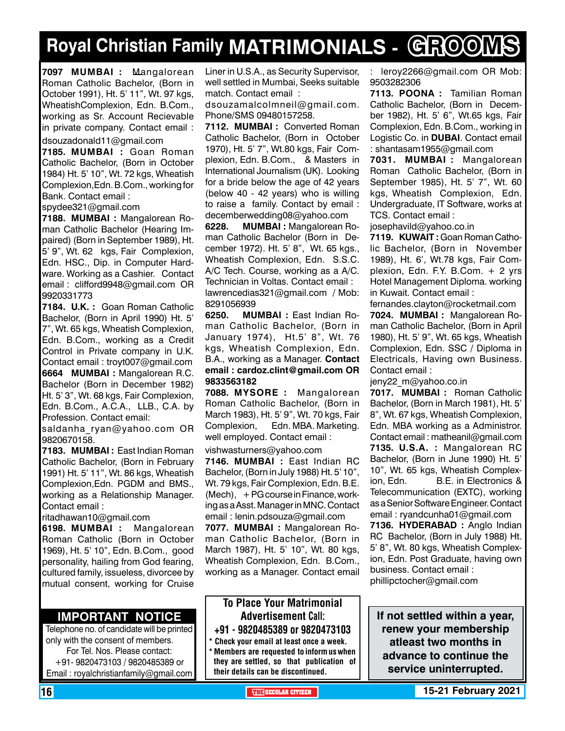# Royal Christian Family MATRIMONIALS - GROOMS

**7097 MUMBAI :** Mangalorean Roman Catholic Bachelor, (Born in October 1991), Ht. 5' 11", Wt. 97 kgs, WheatishComplexion, Edn. B.Com., working as Sr. Account Recievable in private company. Contact email : dsouzadonald11@gmail.com

**7185. MUMBAI :** Goan Roman Catholic Bachelor, (Born in October 1984) Ht. 5' 10", Wt. 72 kgs, Wheatish Complexion,Edn. B.Com., working for Bank. Contact email : spydee321@gmail.com

**7188. MUMBAI :** Mangalorean Roman Catholic Bachelor (Hearing Impaired) (Born in September 1989), Ht. 5' 9", Wt. 62 kgs, Fair Complexion, Edn. HSC., Dip. in Computer Hardware. Working as a Cashier. Contact email : clifford9948@gmail.com OR 9920331773

**7184. U.K. :** Goan Roman Catholic Bachelor, (Born in April 1990) Ht. 5' 7", Wt. 65 kgs, Wheatish Complexion, Edn. B.Com., working as a Credit Control in Private company in U.K. Contact email : troyt007@gmail.com

**6664 MUMBAI :** Mangalorean R.C. Bachelor (Born in December 1982) Ht. 5' 3", Wt. 68 kgs, Fair Complexion, Edn. B.Com., A.C.A., LLB., C.A. by Profession. Contact email: saldanha_ryan@yahoo.com OR 9820670158.

**7183. MUMBAI :** East Indian Roman Catholic Bachelor, (Born in February 1991) Ht. 5' 11", Wt. 86 kgs, Wheatish Complexion,Edn. PGDM and BMS., working as a Relationship Manager. Contact email : ritadhawan10@gmail.com

**6198. MUMBAI :** Mangalorean Roman Catholic (Born in October 1969), Ht. 5' 10", Edn. B.Com., good personality, hailing from God fearing, cultured family, issueless, divorcee by mutual consent, working for Cruise Liner in U.S.A., as Security Supervisor, well settled in Mumbai, Seeks suitable match. Contact email : dsouzamalcolmneil@gmail.com. Phone/SMS 09480157258.

**7112. MUMBAI :** Converted Roman Catholic Bachelor, (Born in October 1970), Ht. 5' 7", Wt.80 kgs, Fair Complexion, Edn. B.Com., & Masters in International Journalism (UK). Looking for a bride below the age of 42 years (below 40 - 42 years) who is willing to raise a family. Contact by email : decemberwedding08@yahoo.com

**6228. MUMBAI :** Mangalorean Roman Catholic Bachelor (Born in December 1972). Ht. 5' 8", Wt. 65 kgs., Wheatish Complexion, Edn. S.S.C. A/C Tech. Course, working as a A/C. Technician in Voltas. Contact email : lawrencedias321@gmail.com / Mob: 8291056939

**6250. MUMBAI :** East Indian Roman Catholic Bachelor, (Born in January 1974), Ht.5' 8", Wt. 76 kgs, Wheatish Complexion, Edn. B.A., working as a Manager. **Contact email : cardoz.clint@gmail.com OR 9833563182**

**7088. MYSORE :** Mangalorean Roman Catholic Bachelor, (Born in March 1983), Ht. 5' 9", Wt. 70 kgs, Fair Complexion, Edn. MBA. Marketing. well employed. Contact email : vishwasturners@yahoo.com

**7146. MUMBAI :** East Indian RC Bachelor, (Born in July 1988) Ht. 5' 10", Wt. 79 kgs, Fair Complexion, Edn. B.E. (Mech), + PG course in Finance, working as a Asst. Manager in MNC. Contact email : lenin.pdsouza@gmail.com

**7077. MUMBAI :** Mangalorean Roman Catholic Bachelor, (Born in March 1987), Ht. 5' 10", Wt. 80 kgs, Wheatish Complexion, Edn. B.Com., working as a Manager. Contact email : leroy2266@gmail.com OR Mob: 9503282306

**7113. POONA :** Tamilian Roman Catholic Bachelor, (Born in December 1982), Ht. 5' 6", Wt.65 kgs, Fair Complexion, Edn. B.Com., working in Logistic Co. in **DUBAI**. Contact email : shantasam1955@gmail.com

**7031. MUMBAI :** Mangalorean Roman Catholic Bachelor, (Born in September 1985), Ht. 5' 7", Wt. 60 kgs, Wheatish Complexion, Edn. Undergraduate, IT Software, works at TCS. Contact email : josephavild@yahoo.co.in

**7119. KUWAIT :** Goan Roman Catholic Bachelor, (Born in November 1989), Ht. 6', Wt.78 kgs, Fair Complexion, Edn. F.Y. B.Com. + 2 yrs Hotel Management Diploma. working in Kuwait. Contact email : fernandes.clayton@rocketmail.com

**7024. MUMBAI :** Mangalorean Roman Catholic Bachelor, (Born in April 1980), Ht. 5' 9", Wt. 65 kgs, Wheatish Complexion, Edn. SSC / Diploma in Electricals, Having own Business. Contact email : jeny22_m@yahoo.co.in

**7017. MUMBAI :** Roman Catholic Bachelor, (Born in March 1981), Ht. 5' 8", Wt. 67 kgs, Wheatish Complexion, Edn. MBA working as a Administror. Contact email : matheanil@gmail.com

**7135. U.S.A. :** Mangalorean RC Bachelor, (Born in June 1990) Ht. 5' 10", Wt. 65 kgs, Wheatish Complexion, Edn. B.E. in Electronics & Telecommunication (EXTC), working as a Senior Software Engineer. Contact email : ryandcunha01@gmail.com

**7136. HYDERABAD :** Anglo Indian RC Bachelor, (Born in July 1988) Ht. 5' 8", Wt. 80 kgs, Wheatish Complexion, Edn. Post Graduate, having own business. Contact email : phillipctocher@gmail.com

## IMPORTANT NOTICE

Telephone no. of candidate will be printed only with the consent of members.
For Tel. Nos. Please contact:
+91- 9820473103 / 9820485389 or
Email : royalchristianfamily@gmail.com

**To Place Your Matrimonial Advertisement Call:**
**+91 - 9820485389 or 9820473103**

* Check your email at least once a week.
* Members are requested to inform us when they are settled, so that publication of their details can be discontinued.

**If not settled within a year, renew your membership atleast two months in advance to continue the service uninterrupted.**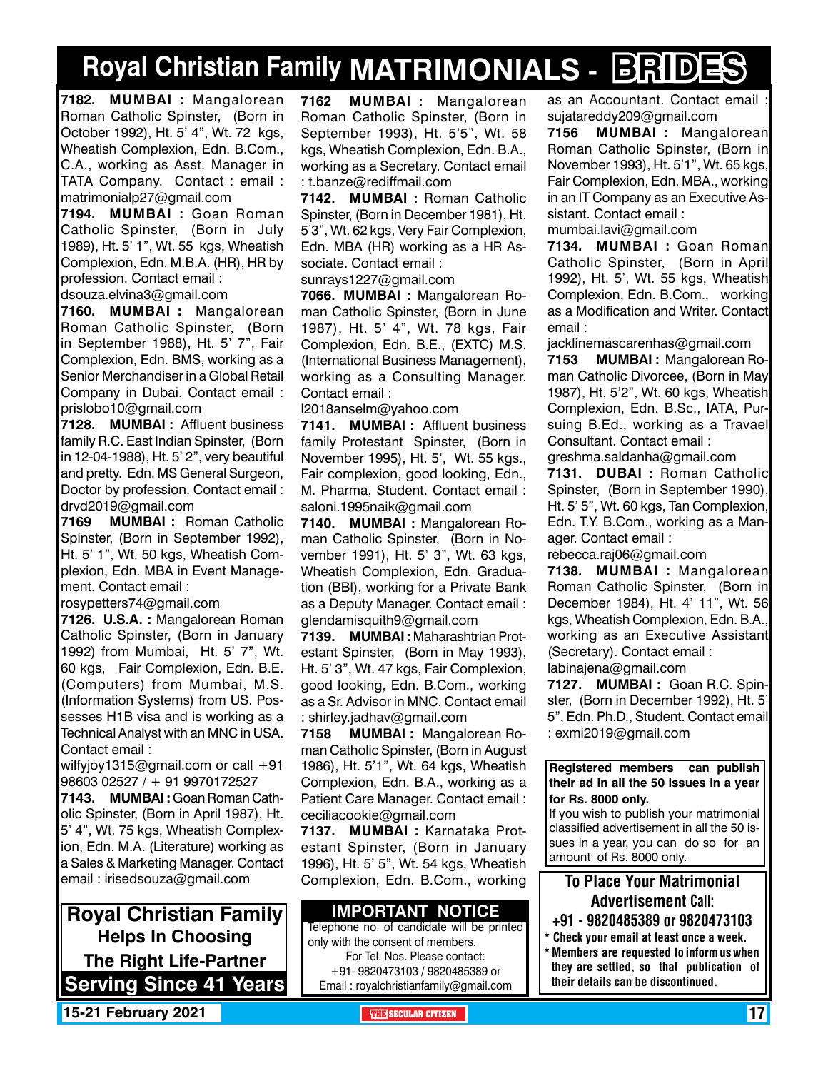# Royal Christian Family MATRIMONIALS - BRIDES

**7182. MUMBAI :** Mangalorean Roman Catholic Spinster, (Born in October 1992), Ht. 5' 4", Wt. 72 kgs, Wheatish Complexion, Edn. B.Com., C.A., working as Asst. Manager in TATA Company. Contact : email : matrimonialp27@gmail.com

**7194. MUMBAI :** Goan Roman Catholic Spinster, (Born in July 1989), Ht. 5' 1", Wt. 55 kgs, Wheatish Complexion, Edn. M.B.A. (HR), HR by profession. Contact email : dsouza.elvina3@gmail.com

**7160. MUMBAI :** Mangalorean Roman Catholic Spinster, (Born in September 1988), Ht. 5' 7", Fair Complexion, Edn. BMS, working as a Senior Merchandiser in a Global Retail Company in Dubai. Contact email : prislobo10@gmail.com

**7128. MUMBAI :** Affluent business family R.C. East Indian Spinster, (Born in 12-04-1988), Ht. 5' 2", very beautiful and pretty. Edn. MS General Surgeon, Doctor by profession. Contact email : drvd2019@gmail.com

**7169 MUMBAI :** Roman Catholic Spinster, (Born in September 1992), Ht. 5' 1", Wt. 50 kgs, Wheatish Complexion, Edn. MBA in Event Management. Contact email : rosypetters74@gmail.com

**7126. U.S.A. :** Mangalorean Roman Catholic Spinster, (Born in January 1992) from Mumbai, Ht. 5' 7", Wt. 60 kgs, Fair Complexion, Edn. B.E. (Computers) from Mumbai, M.S. (Information Systems) from US. Possesses H1B visa and is working as a Technical Analyst with an MNC in USA. Contact email : wilfyjoy1315@gmail.com or call +91 98603 02527 / + 91 9970172527

**7143. MUMBAI :** Goan Roman Catholic Spinster, (Born in April 1987), Ht. 5' 4", Wt. 75 kgs, Wheatish Complexion, Edn. M.A. (Literature) working as a Sales & Marketing Manager. Contact email : irisedsouza@gmail.com

**Royal Christian Family Helps In Choosing The Right Life-Partner**
**Serving Since 41 Years**

**7162 MUMBAI :** Mangalorean Roman Catholic Spinster, (Born in September 1993), Ht. 5'5", Wt. 58 kgs, Wheatish Complexion, Edn. B.A., working as a Secretary. Contact email : t.banze@rediffmail.com

**7142. MUMBAI :** Roman Catholic Spinster, (Born in December 1981), Ht. 5'3", Wt. 62 kgs, Very Fair Complexion, Edn. MBA (HR) working as a HR Associate. Contact email : sunrays1227@gmail.com

**7066. MUMBAI :** Mangalorean Roman Catholic Spinster, (Born in June 1987), Ht. 5' 4", Wt. 78 kgs, Fair Complexion, Edn. B.E., (EXTC) M.S. (International Business Management), working as a Consulting Manager. Contact email : l2018anselm@yahoo.com

**7141. MUMBAI :** Affluent business family Protestant Spinster, (Born in November 1995), Ht. 5', Wt. 55 kgs., Fair complexion, good looking, Edn., M. Pharma, Student. Contact email : saloni.1995naik@gmail.com

**7140. MUMBAI :** Mangalorean Roman Catholic Spinster, (Born in November 1991), Ht. 5' 3", Wt. 63 kgs, Wheatish Complexion, Edn. Graduation (BBI), working for a Private Bank as a Deputy Manager. Contact email : glendamisquith9@gmail.com

**7139. MUMBAI :** Maharashtrian Protestant Spinster, (Born in May 1993), Ht. 5' 3", Wt. 47 kgs, Fair Complexion, good looking, Edn. B.Com., working as a Sr. Advisor in MNC. Contact email : shirley.jadhav@gmail.com

**7158 MUMBAI :** Mangalorean Roman Catholic Spinster, (Born in August 1986), Ht. 5'1", Wt. 64 kgs, Wheatish Complexion, Edn. B.A., working as a Patient Care Manager. Contact email : ceciliacookie@gmail.com

**7137. MUMBAI :** Karnataka Protestant Spinster, (Born in January 1996), Ht. 5' 5", Wt. 54 kgs, Wheatish Complexion, Edn. B.Com., working as an Accountant. Contact email : sujatareddy209@gmail.com

**IMPORTANT NOTICE**

Telephone no. of candidate will be printed only with the consent of members. For Tel. Nos. Please contact: +91- 9820473103 / 9820485389 or Email : royalchristianfamily@gmail.com

**7156 MUMBAI :** Mangalorean Roman Catholic Spinster, (Born in November 1993), Ht. 5'1", Wt. 65 kgs, Fair Complexion, Edn. MBA., working in an IT Company as an Executive Assistant. Contact email : mumbai.lavi@gmail.com

**7134. MUMBAI :** Goan Roman Catholic Spinster, (Born in April 1992), Ht. 5', Wt. 55 kgs, Wheatish Complexion, Edn. B.Com., working as a Modification and Writer. Contact email : jacklinemascarenhas@gmail.com

**7153 MUMBAI :** Mangalorean Roman Catholic Divorcee, (Born in May 1987), Ht. 5'2", Wt. 60 kgs, Wheatish Complexion, Edn. B.Sc., IATA, Pursuing B.Ed., working as a Travael Consultant. Contact email : greshma.saldanha@gmail.com

**7131. DUBAI :** Roman Catholic Spinster, (Born in September 1990), Ht. 5' 5", Wt. 60 kgs, Tan Complexion, Edn. T.Y. B.Com., working as a Manager. Contact email : rebecca.raj06@gmail.com

**7138. MUMBAI :** Mangalorean Roman Catholic Spinster, (Born in December 1984), Ht. 4' 11", Wt. 56 kgs, Wheatish Complexion, Edn. B.A., working as an Executive Assistant (Secretary). Contact email : labinajena@gmail.com

**7127. MUMBAI :** Goan R.C. Spinster, (Born in December 1992), Ht. 5' 5", Edn. Ph.D., Student. Contact email : exmi2019@gmail.com

**Registered members can publish their ad in all the 50 issues in a year for Rs. 8000 only.**
If you wish to publish your matrimonial classified advertisement in all the 50 issues in a year, you can do so for an amount of Rs. 8000 only.

**To Place Your Matrimonial Advertisement Call:**
**+91 - 9820485389 or 9820473103**

- **Check your email at least once a week.**
- **Members are requested to inform us when they are settled, so that publication of their details can be discontinued.**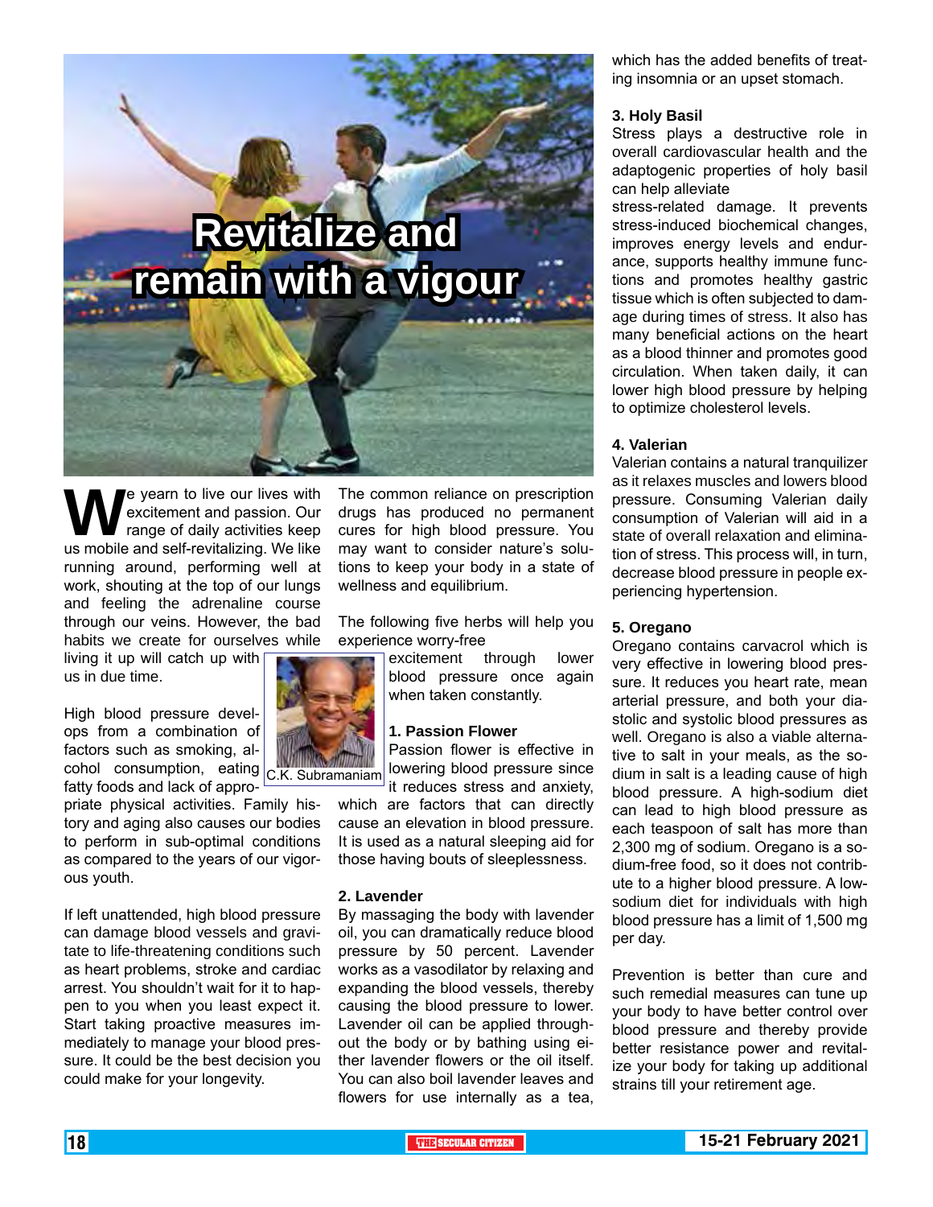# Revitalize and remain with a vigour

We yearn to live our lives with excitement and passion. Our range of daily activities keep us mobile and self-revitalizing. We like running around, performing well at work, shouting at the top of our lungs and feeling the adrenaline course through our veins. However, the bad habits we create for ourselves while living it up will catch up with us in due time.

C.K. Subramaniam

High blood pressure develops from a combination of factors such as smoking, alcohol consumption, eating fatty foods and lack of appropriate physical activities. Family history and aging also causes our bodies to perform in sub-optimal conditions as compared to the years of our vigorous youth.

If left unattended, high blood pressure can damage blood vessels and gravitate to life-threatening conditions such as heart problems, stroke and cardiac arrest. You shouldn't wait for it to happen to you when you least expect it. Start taking proactive measures immediately to manage your blood pressure. It could be the best decision you could make for your longevity.

The common reliance on prescription drugs has produced no permanent cures for high blood pressure. You may want to consider nature's solutions to keep your body in a state of wellness and equilibrium.

The following five herbs will help you experience worry-free excitement through lower blood pressure once again when taken constantly.

**1. Passion Flower**

Passion flower is effective in lowering blood pressure since it reduces stress and anxiety, which are factors that can directly cause an elevation in blood pressure. It is used as a natural sleeping aid for those having bouts of sleeplessness.

**2. Lavender**

By massaging the body with lavender oil, you can dramatically reduce blood pressure by 50 percent. Lavender works as a vasodilator by relaxing and expanding the blood vessels, thereby causing the blood pressure to lower. Lavender oil can be applied throughout the body or by bathing using either lavender flowers or the oil itself. You can also boil lavender leaves and flowers for use internally as a tea, which has the added benefits of treating insomnia or an upset stomach.

**3. Holy Basil**

Stress plays a destructive role in overall cardiovascular health and the adaptogenic properties of holy basil can help alleviate stress-related damage. It prevents stress-induced biochemical changes, improves energy levels and endurance, supports healthy immune functions and promotes healthy gastric tissue which is often subjected to damage during times of stress. It also has many beneficial actions on the heart as a blood thinner and promotes good circulation. When taken daily, it can lower high blood pressure by helping to optimize cholesterol levels.

**4. Valerian**

Valerian contains a natural tranquilizer as it relaxes muscles and lowers blood pressure. Consuming Valerian daily consumption of Valerian will aid in a state of overall relaxation and elimination of stress. This process will, in turn, decrease blood pressure in people experiencing hypertension.

**5. Oregano**

Oregano contains carvacrol which is very effective in lowering blood pressure. It reduces you heart rate, mean arterial pressure, and both your diastolic and systolic blood pressures as well. Oregano is also a viable alternative to salt in your meals, as the sodium in salt is a leading cause of high blood pressure. A high-sodium diet can lead to high blood pressure as each teaspoon of salt has more than 2,300 mg of sodium. Oregano is a sodium-free food, so it does not contribute to a higher blood pressure. A low-sodium diet for individuals with high blood pressure has a limit of 1,500 mg per day.

Prevention is better than cure and such remedial measures can tune up your body to have better control over blood pressure and thereby provide better resistance power and revitalize your body for taking up additional strains till your retirement age.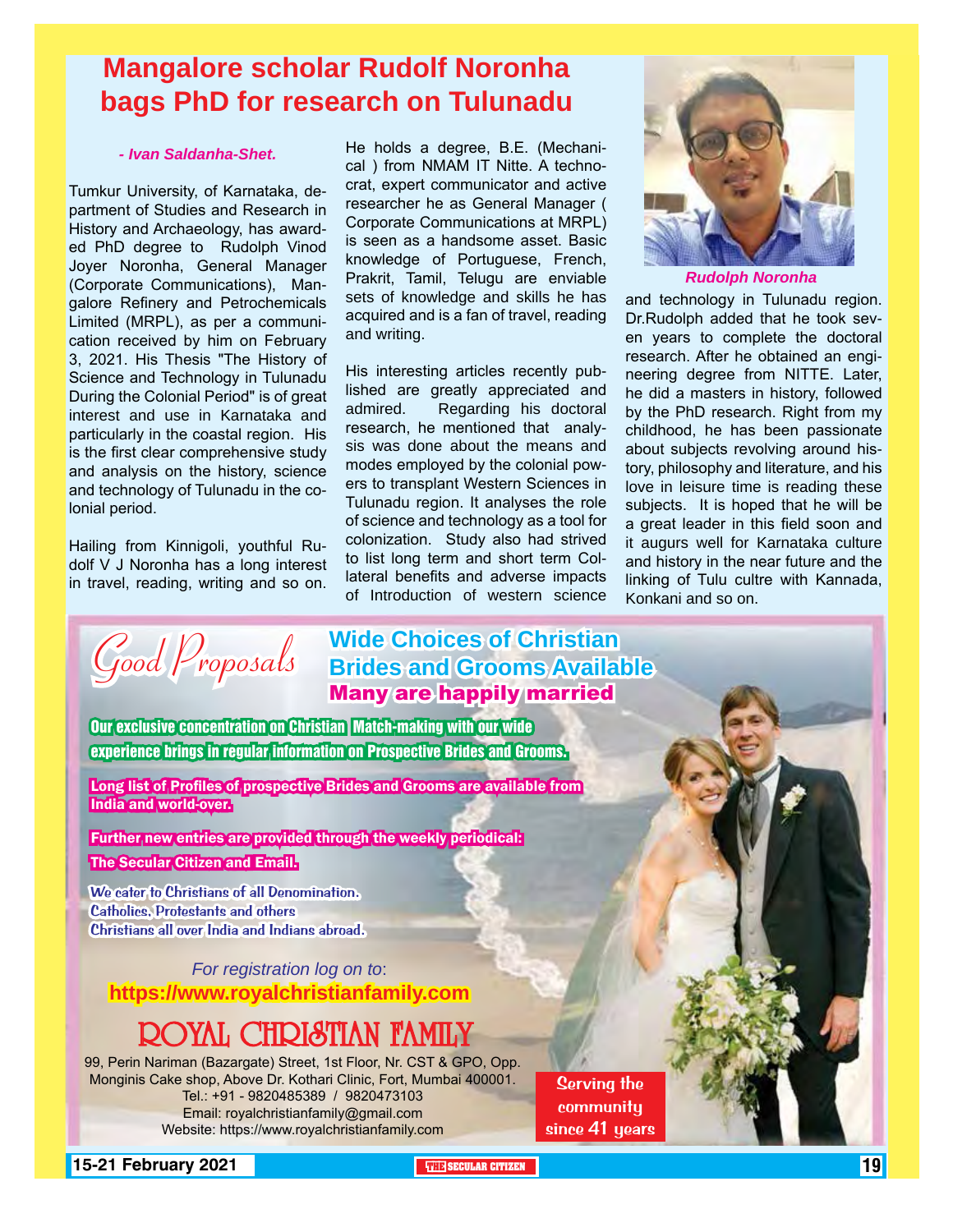# Mangalore scholar Rudolf Noronha bags PhD for research on Tulunadu

*- Ivan Saldanha-Shet.*

Tumkur University, of Karnataka, department of Studies and Research in History and Archaeology, has awarded PhD degree to Rudolph Vinod Joyer Noronha, General Manager (Corporate Communications), Mangalore Refinery and Petrochemicals Limited (MRPL), as per a communication received by him on February 3, 2021. His Thesis "The History of Science and Technology in Tulunadu During the Colonial Period" is of great interest and use in Karnataka and particularly in the coastal region. His is the first clear comprehensive study and analysis on the history, science and technology of Tulunadu in the colonial period.

Hailing from Kinnigoli, youthful Rudolf V J Noronha has a long interest in travel, reading, writing and so on. He holds a degree, B.E. (Mechanical ) from NMAM IT Nitte. A technocrat, expert communicator and active researcher he as General Manager ( Corporate Communications at MRPL) is seen as a handsome asset. Basic knowledge of Portuguese, French, Prakrit, Tamil, Telugu are enviable sets of knowledge and skills he has acquired and is a fan of travel, reading and writing.

His interesting articles recently published are greatly appreciated and admired. Regarding his doctoral research, he mentioned that analysis was done about the means and modes employed by the colonial powers to transplant Western Sciences in Tulunadu region. It analyses the role of science and technology as a tool for colonization. Study also had strived to list long term and short term Collateral benefits and adverse impacts of Introduction of western science and technology in Tulunadu region. Dr.Rudolph added that he took seven years to complete the doctoral research. After he obtained an engineering degree from NITTE. Later, he did a masters in history, followed by the PhD research. Right from my childhood, he has been passionate about subjects revolving around history, philosophy and literature, and his love in leisure time is reading these subjects. It is hoped that he will be a great leader in this field soon and it augurs well for Karnataka culture and history in the near future and the linking of Tulu cultre with Kannada, Konkani and so on.

*Rudolph Noronha*

---

## Good Proposals

**Wide Choices of Christian Brides and Grooms Available**

**Many are happily married**

Our exclusive concentration on Christian Match-making with our wide experience brings in regular information on Prospective Brides and Grooms.

Long list of Profiles of prospective Brides and Grooms are available from India and world-over.

Further new entries are provided through the weekly periodical: The Secular Citizen and Email.

We cater to Christians of all Denomination.
Catholics, Protestants and others
Christians all over India and Indians abroad.

*For registration log on to*:
**https://www.royalchristianfamily.com**

## ROYAL CHRISTIAN FAMILY

99, Perin Nariman (Bazargate) Street, 1st Floor, Nr. CST & GPO, Opp. Monginis Cake shop, Above Dr. Kothari Clinic, Fort, Mumbai 400001.
Tel.: +91 - 9820485389 / 9820473103
Email: royalchristianfamily@gmail.com
Website: https://www.royalchristianfamily.com

Serving the community since 41 years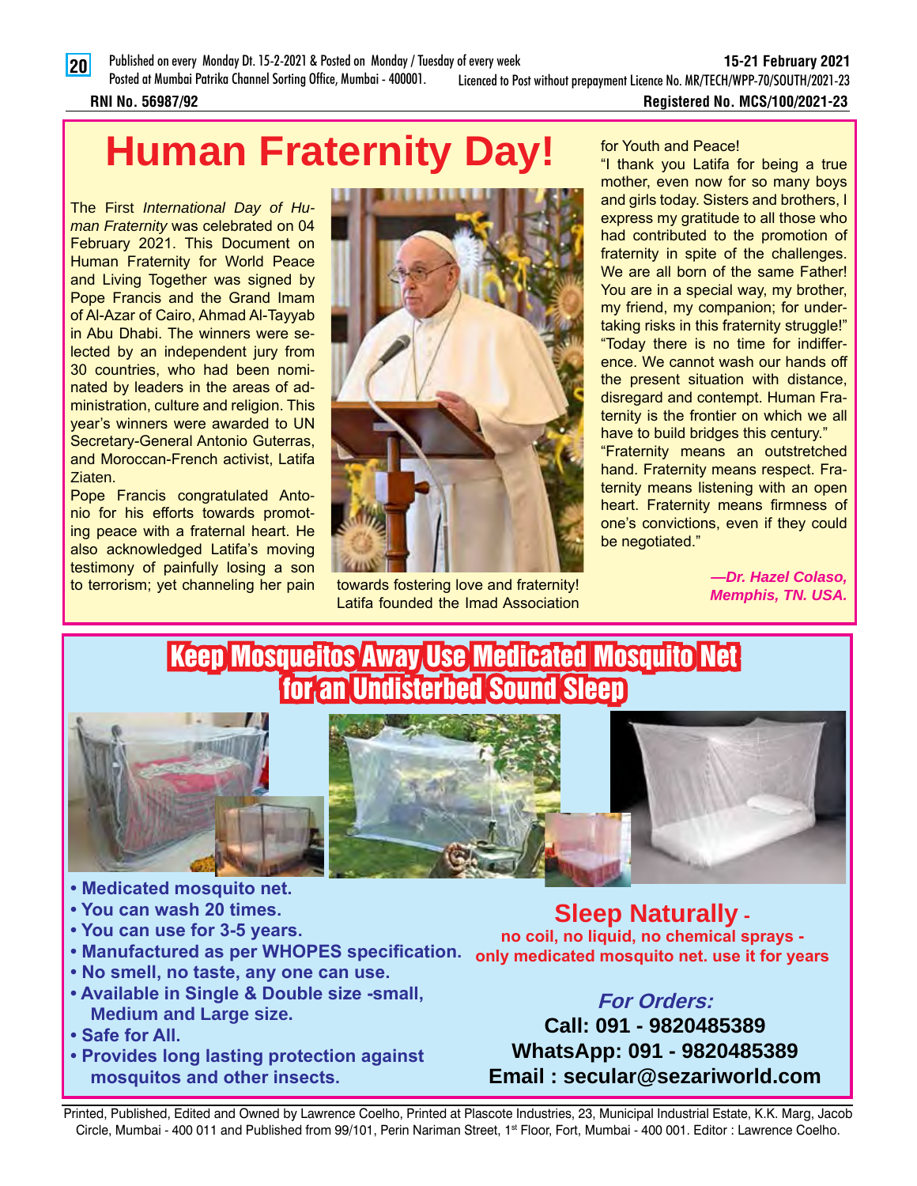# Human Fraternity Day!

The First *International Day of Human Fraternity* was celebrated on 04 February 2021. This Document on Human Fraternity for World Peace and Living Together was signed by Pope Francis and the Grand Imam of Al-Azar of Cairo, Ahmad Al-Tayyab in Abu Dhabi. The winners were selected by an independent jury from 30 countries, who had been nominated by leaders in the areas of administration, culture and religion. This year's winners were awarded to UN Secretary-General Antonio Guterras, and Moroccan-French activist, Latifa Ziaten.

Pope Francis congratulated Antonio for his efforts towards promoting peace with a fraternal heart. He also acknowledged Latifa's moving testimony of painfully losing a son to terrorism; yet channeling her pain towards fostering love and fraternity! Latifa founded the Imad Association for Youth and Peace!

"I thank you Latifa for being a true mother, even now for so many boys and girls today. Sisters and brothers, I express my gratitude to all those who had contributed to the promotion of fraternity in spite of the challenges. We are all born of the same Father! You are in a special way, my brother, my friend, my companion; for undertaking risks in this fraternity struggle!"

"Today there is no time for indifference. We cannot wash our hands off the present situation with distance, disregard and contempt. Human Fraternity is the frontier on which we all have to build bridges this century."

"Fraternity means an outstretched hand. Fraternity means respect. Fraternity means listening with an open heart. Fraternity means firmness of one's convictions, even if they could be negotiated."

***—Dr. Hazel Colaso, Memphis, TN. USA.***

## Keep Mosqueitos Away Use Medicated Mosquito Net for an Undisterbed Sound Sleep

- **Medicated mosquito net.**
- **You can wash 20 times.**
- **You can use for 3-5 years.**
- **Manufactured as per WHOPES specification.**
- **No smell, no taste, any one can use.**
- **Available in Single & Double size -small, Medium and Large size.**
- **Safe for All.**
- **Provides long lasting protection against mosquitos and other insects.**

**Sleep Naturally -**
**no coil, no liquid, no chemical sprays - only medicated mosquito net. use it for years**

***For Orders:***
**Call: 091 - 9820485389**
**WhatsApp: 091 - 9820485389**
**Email : secular@sezariworld.com**